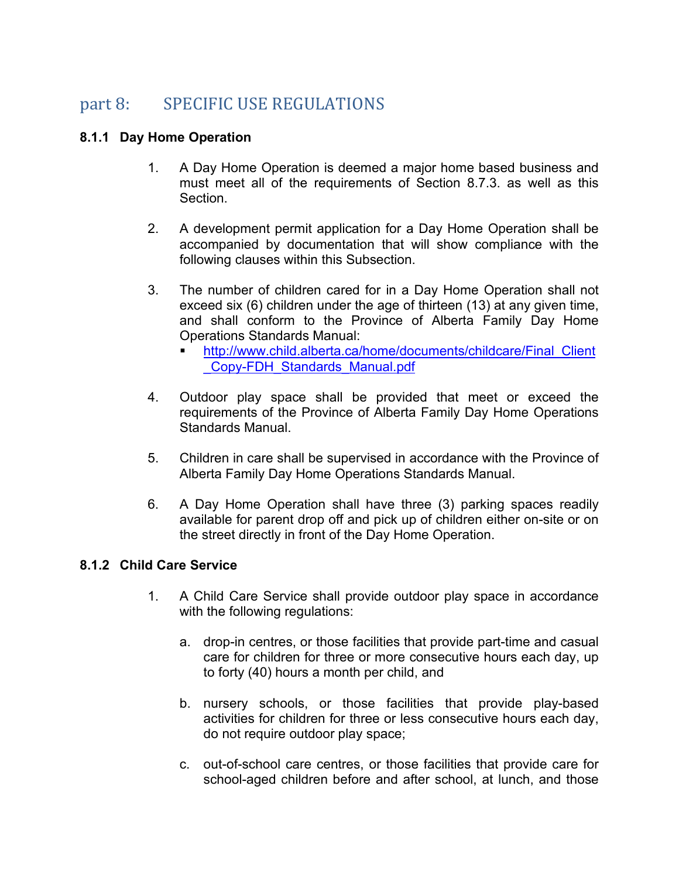# part 8: SPECIFIC USE REGULATIONS

### 8.1.1 Day Home Operation

1. A Day Home Operation is deemed a major home based business and must meet all of the requirements of Section 8.7.3. as well as this Section.

2. A development permit application for a Day Home Operation shall be accompanied by documentation that will show compliance with the following clauses within this Subsection.

3. The number of children cared for in a Day Home Operation shall not exceed six (6) children under the age of thirteen (13) at any given time, and shall conform to the Province of Alberta Family Day Home Operations Standards Manual:
   - http://www.child.alberta.ca/home/documents/childcare/Final_Client_Copy-FDH_Standards_Manual.pdf

4. Outdoor play space shall be provided that meet or exceed the requirements of the Province of Alberta Family Day Home Operations Standards Manual.

5. Children in care shall be supervised in accordance with the Province of Alberta Family Day Home Operations Standards Manual.

6. A Day Home Operation shall have three (3) parking spaces readily available for parent drop off and pick up of children either on-site or on the street directly in front of the Day Home Operation.

### 8.1.2 Child Care Service

1. A Child Care Service shall provide outdoor play space in accordance with the following regulations:

   a. drop-in centres, or those facilities that provide part-time and casual care for children for three or more consecutive hours each day, up to forty (40) hours a month per child, and

   b. nursery schools, or those facilities that provide play-based activities for children for three or less consecutive hours each day, do not require outdoor play space;

   c. out-of-school care centres, or those facilities that provide care for school-aged children before and after school, at lunch, and those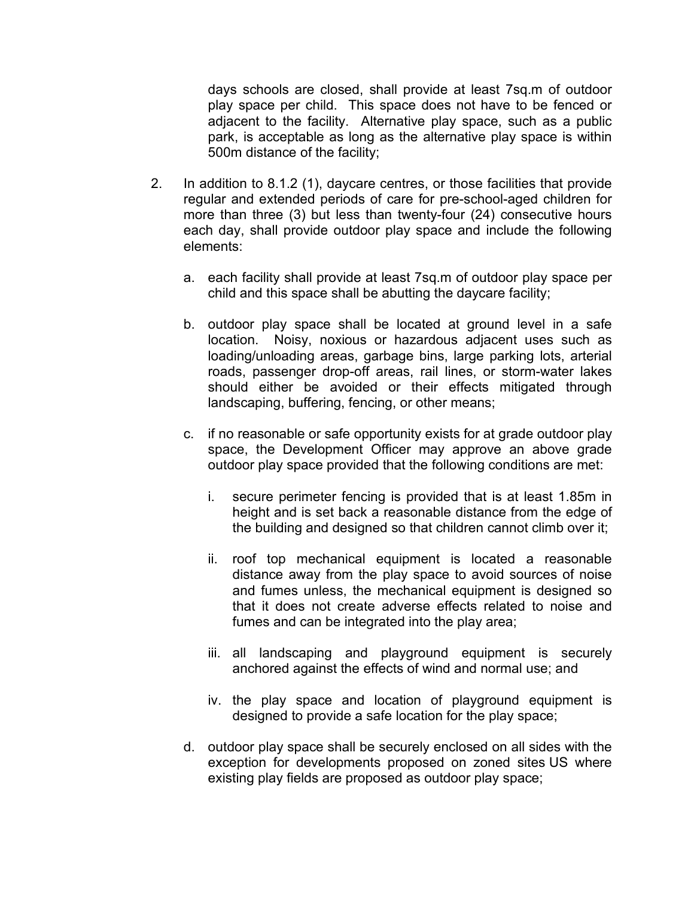days schools are closed, shall provide at least 7sq.m of outdoor play space per child. This space does not have to be fenced or adjacent to the facility. Alternative play space, such as a public park, is acceptable as long as the alternative play space is within 500m distance of the facility;

2. In addition to 8.1.2 (1), daycare centres, or those facilities that provide regular and extended periods of care for pre-school-aged children for more than three (3) but less than twenty-four (24) consecutive hours each day, shall provide outdoor play space and include the following elements:

   a. each facility shall provide at least 7sq.m of outdoor play space per child and this space shall be abutting the daycare facility;

   b. outdoor play space shall be located at ground level in a safe location. Noisy, noxious or hazardous adjacent uses such as loading/unloading areas, garbage bins, large parking lots, arterial roads, passenger drop-off areas, rail lines, or storm-water lakes should either be avoided or their effects mitigated through landscaping, buffering, fencing, or other means;

   c. if no reasonable or safe opportunity exists for at grade outdoor play space, the Development Officer may approve an above grade outdoor play space provided that the following conditions are met:

      i. secure perimeter fencing is provided that is at least 1.85m in height and is set back a reasonable distance from the edge of the building and designed so that children cannot climb over it;

      ii. roof top mechanical equipment is located a reasonable distance away from the play space to avoid sources of noise and fumes unless, the mechanical equipment is designed so that it does not create adverse effects related to noise and fumes and can be integrated into the play area;

      iii. all landscaping and playground equipment is securely anchored against the effects of wind and normal use; and

      iv. the play space and location of playground equipment is designed to provide a safe location for the play space;

   d. outdoor play space shall be securely enclosed on all sides with the exception for developments proposed on zoned sites US where existing play fields are proposed as outdoor play space;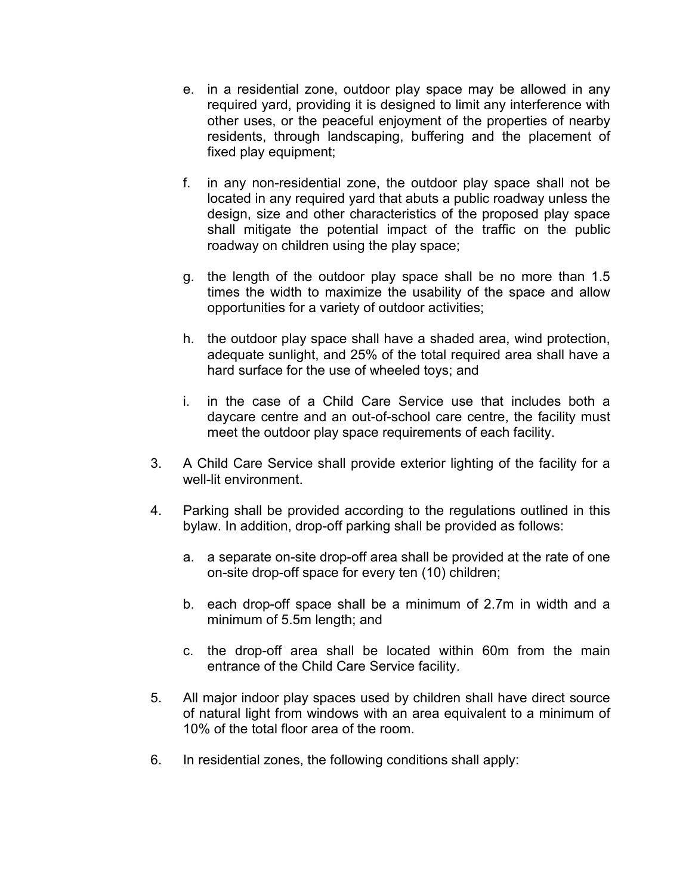e. in a residential zone, outdoor play space may be allowed in any required yard, providing it is designed to limit any interference with other uses, or the peaceful enjoyment of the properties of nearby residents, through landscaping, buffering and the placement of fixed play equipment;

   f. in any non-residential zone, the outdoor play space shall not be located in any required yard that abuts a public roadway unless the design, size and other characteristics of the proposed play space shall mitigate the potential impact of the traffic on the public roadway on children using the play space;

   g. the length of the outdoor play space shall be no more than 1.5 times the width to maximize the usability of the space and allow opportunities for a variety of outdoor activities;

   h. the outdoor play space shall have a shaded area, wind protection, adequate sunlight, and 25% of the total required area shall have a hard surface for the use of wheeled toys; and

   i. in the case of a Child Care Service use that includes both a daycare centre and an out-of-school care centre, the facility must meet the outdoor play space requirements of each facility.

3. A Child Care Service shall provide exterior lighting of the facility for a well-lit environment.

4. Parking shall be provided according to the regulations outlined in this bylaw. In addition, drop-off parking shall be provided as follows:

   a. a separate on-site drop-off area shall be provided at the rate of one on-site drop-off space for every ten (10) children;

   b. each drop-off space shall be a minimum of 2.7m in width and a minimum of 5.5m length; and

   c. the drop-off area shall be located within 60m from the main entrance of the Child Care Service facility.

5. All major indoor play spaces used by children shall have direct source of natural light from windows with an area equivalent to a minimum of 10% of the total floor area of the room.

6. In residential zones, the following conditions shall apply: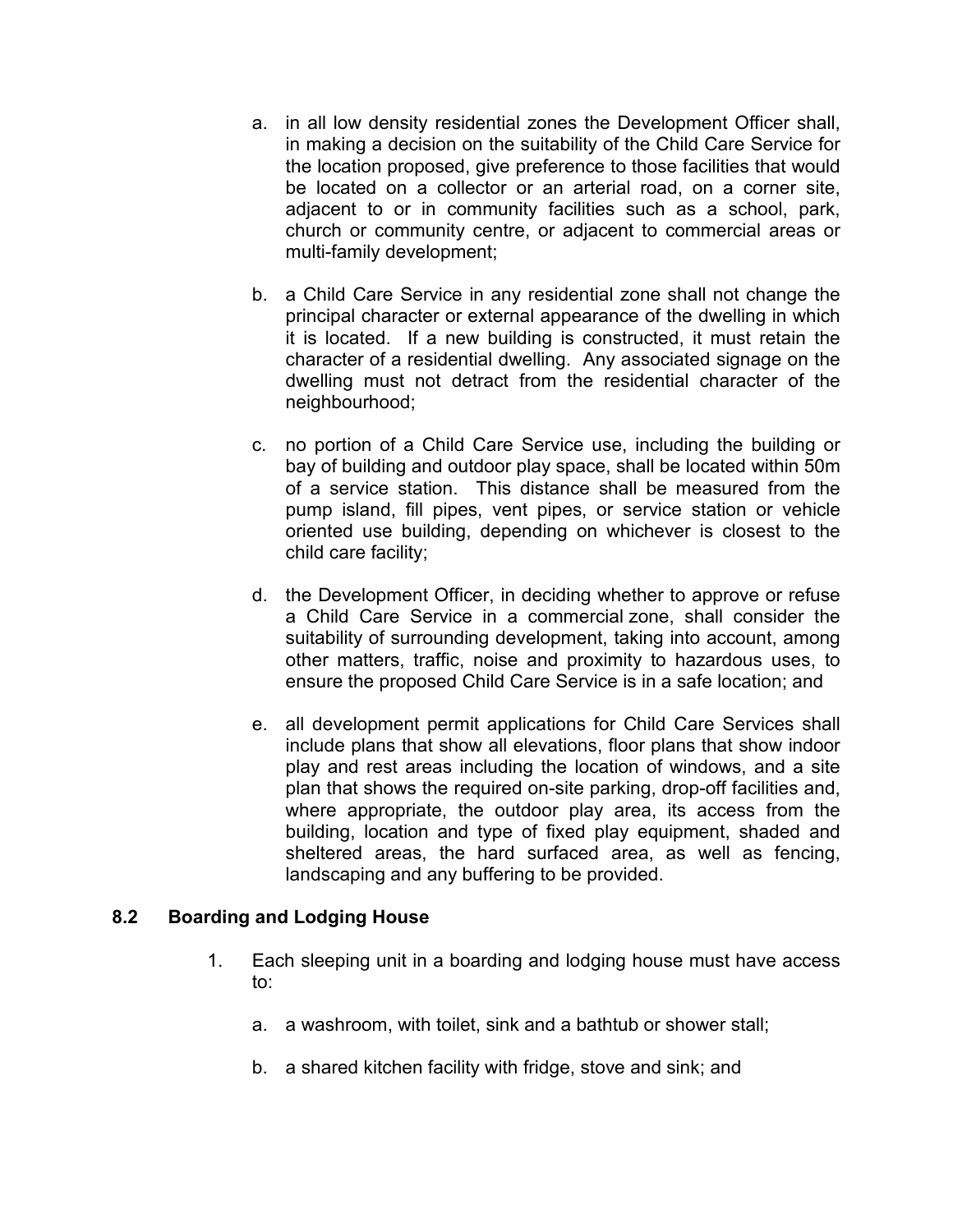a. in all low density residential zones the Development Officer shall, in making a decision on the suitability of the Child Care Service for the location proposed, give preference to those facilities that would be located on a collector or an arterial road, on a corner site, adjacent to or in community facilities such as a school, park, church or community centre, or adjacent to commercial areas or multi-family development;

b. a Child Care Service in any residential zone shall not change the principal character or external appearance of the dwelling in which it is located. If a new building is constructed, it must retain the character of a residential dwelling. Any associated signage on the dwelling must not detract from the residential character of the neighbourhood;

c. no portion of a Child Care Service use, including the building or bay of building and outdoor play space, shall be located within 50m of a service station. This distance shall be measured from the pump island, fill pipes, vent pipes, or service station or vehicle oriented use building, depending on whichever is closest to the child care facility;

d. the Development Officer, in deciding whether to approve or refuse a Child Care Service in a commercial zone, shall consider the suitability of surrounding development, taking into account, among other matters, traffic, noise and proximity to hazardous uses, to ensure the proposed Child Care Service is in a safe location; and

e. all development permit applications for Child Care Services shall include plans that show all elevations, floor plans that show indoor play and rest areas including the location of windows, and a site plan that shows the required on-site parking, drop-off facilities and, where appropriate, the outdoor play area, its access from the building, location and type of fixed play equipment, shaded and sheltered areas, the hard surfaced area, as well as fencing, landscaping and any buffering to be provided.

### 8.2 Boarding and Lodging House

1. Each sleeping unit in a boarding and lodging house must have access to:

   a. a washroom, with toilet, sink and a bathtub or shower stall;

   b. a shared kitchen facility with fridge, stove and sink; and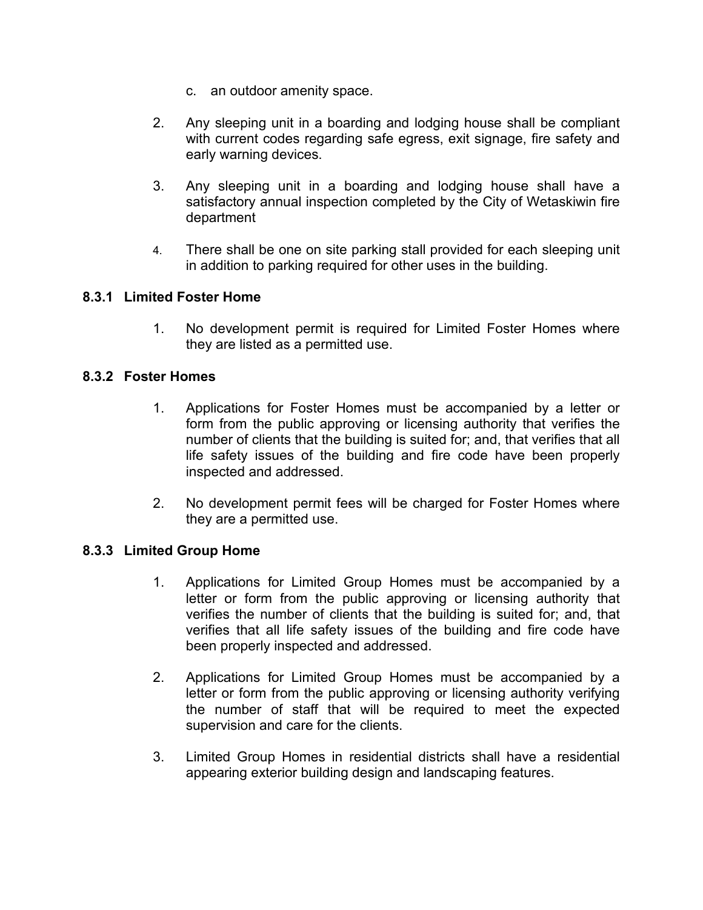c. an outdoor amenity space.

2. Any sleeping unit in a boarding and lodging house shall be compliant with current codes regarding safe egress, exit signage, fire safety and early warning devices.

3. Any sleeping unit in a boarding and lodging house shall have a satisfactory annual inspection completed by the City of Wetaskiwin fire department

4. There shall be one on site parking stall provided for each sleeping unit in addition to parking required for other uses in the building.

### 8.3.1 Limited Foster Home

1. No development permit is required for Limited Foster Homes where they are listed as a permitted use.

### 8.3.2 Foster Homes

1. Applications for Foster Homes must be accompanied by a letter or form from the public approving or licensing authority that verifies the number of clients that the building is suited for; and, that verifies that all life safety issues of the building and fire code have been properly inspected and addressed.

2. No development permit fees will be charged for Foster Homes where they are a permitted use.

### 8.3.3 Limited Group Home

1. Applications for Limited Group Homes must be accompanied by a letter or form from the public approving or licensing authority that verifies the number of clients that the building is suited for; and, that verifies that all life safety issues of the building and fire code have been properly inspected and addressed.

2. Applications for Limited Group Homes must be accompanied by a letter or form from the public approving or licensing authority verifying the number of staff that will be required to meet the expected supervision and care for the clients.

3. Limited Group Homes in residential districts shall have a residential appearing exterior building design and landscaping features.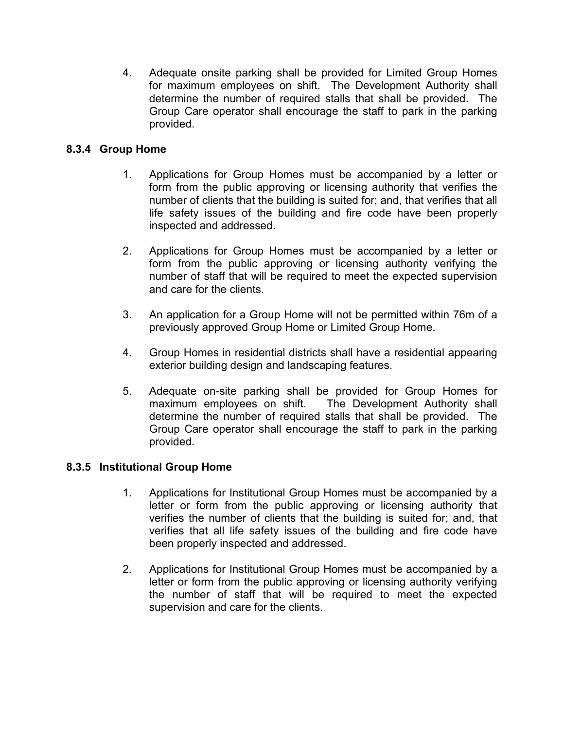4. Adequate onsite parking shall be provided for Limited Group Homes for maximum employees on shift. The Development Authority shall determine the number of required stalls that shall be provided. The Group Care operator shall encourage the staff to park in the parking provided.

### 8.3.4 Group Home

1. Applications for Group Homes must be accompanied by a letter or form from the public approving or licensing authority that verifies the number of clients that the building is suited for; and, that verifies that all life safety issues of the building and fire code have been properly inspected and addressed.

2. Applications for Group Homes must be accompanied by a letter or form from the public approving or licensing authority verifying the number of staff that will be required to meet the expected supervision and care for the clients.

3. An application for a Group Home will not be permitted within 76m of a previously approved Group Home or Limited Group Home.

4. Group Homes in residential districts shall have a residential appearing exterior building design and landscaping features.

5. Adequate on-site parking shall be provided for Group Homes for maximum employees on shift. The Development Authority shall determine the number of required stalls that shall be provided. The Group Care operator shall encourage the staff to park in the parking provided.

### 8.3.5 Institutional Group Home

1. Applications for Institutional Group Homes must be accompanied by a letter or form from the public approving or licensing authority that verifies the number of clients that the building is suited for; and, that verifies that all life safety issues of the building and fire code have been properly inspected and addressed.

2. Applications for Institutional Group Homes must be accompanied by a letter or form from the public approving or licensing authority verifying the number of staff that will be required to meet the expected supervision and care for the clients.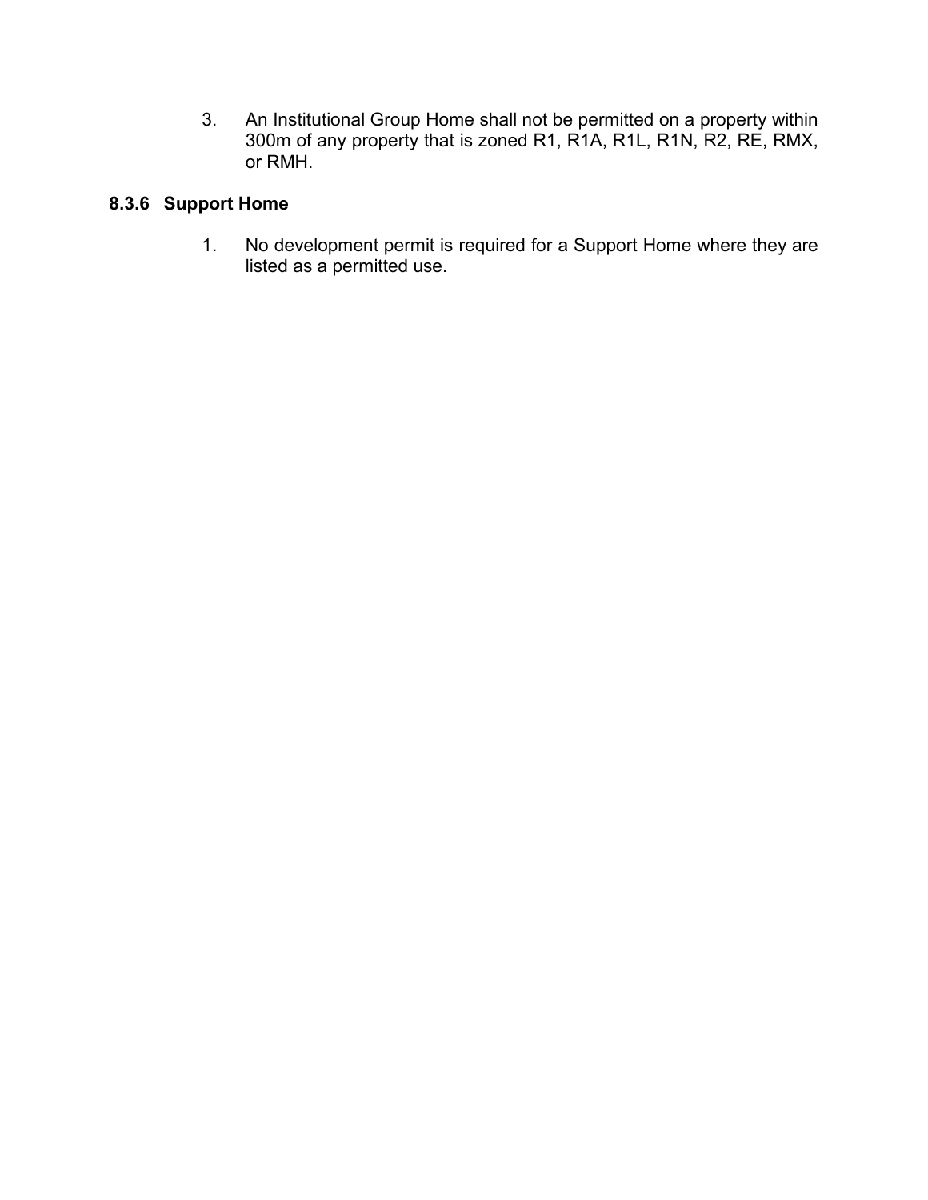3. An Institutional Group Home shall not be permitted on a property within 300m of any property that is zoned R1, R1A, R1L, R1N, R2, RE, RMX, or RMH.

### 8.3.6 Support Home

1. No development permit is required for a Support Home where they are listed as a permitted use.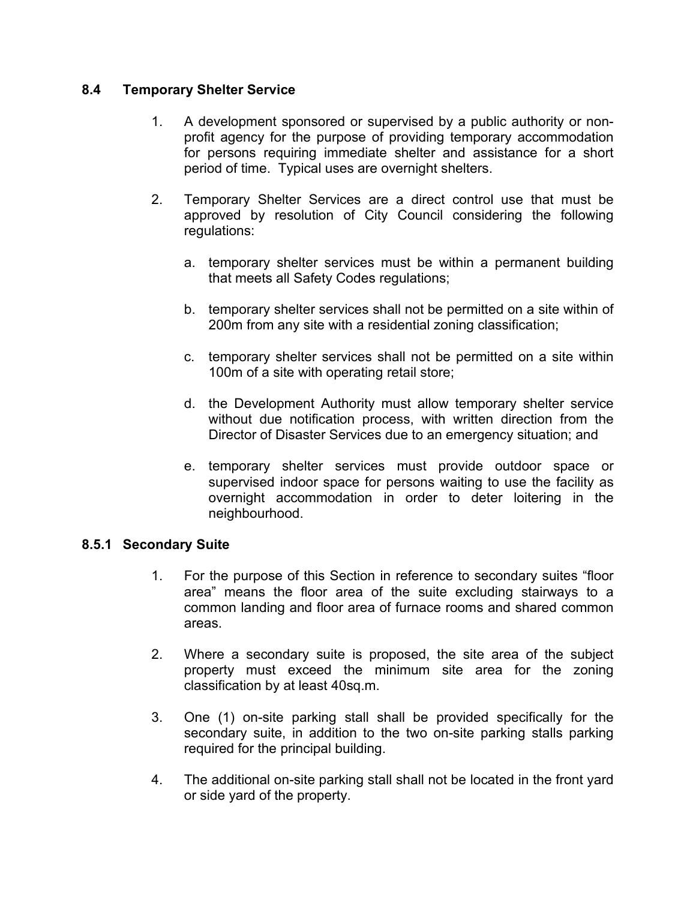### 8.4 Temporary Shelter Service

1. A development sponsored or supervised by a public authority or non-profit agency for the purpose of providing temporary accommodation for persons requiring immediate shelter and assistance for a short period of time. Typical uses are overnight shelters.

2. Temporary Shelter Services are a direct control use that must be approved by resolution of City Council considering the following regulations:

   a. temporary shelter services must be within a permanent building that meets all Safety Codes regulations;

   b. temporary shelter services shall not be permitted on a site within of 200m from any site with a residential zoning classification;

   c. temporary shelter services shall not be permitted on a site within 100m of a site with operating retail store;

   d. the Development Authority must allow temporary shelter service without due notification process, with written direction from the Director of Disaster Services due to an emergency situation; and

   e. temporary shelter services must provide outdoor space or supervised indoor space for persons waiting to use the facility as overnight accommodation in order to deter loitering in the neighbourhood.

### 8.5.1 Secondary Suite

1. For the purpose of this Section in reference to secondary suites "floor area" means the floor area of the suite excluding stairways to a common landing and floor area of furnace rooms and shared common areas.

2. Where a secondary suite is proposed, the site area of the subject property must exceed the minimum site area for the zoning classification by at least 40sq.m.

3. One (1) on-site parking stall shall be provided specifically for the secondary suite, in addition to the two on-site parking stalls parking required for the principal building.

4. The additional on-site parking stall shall not be located in the front yard or side yard of the property.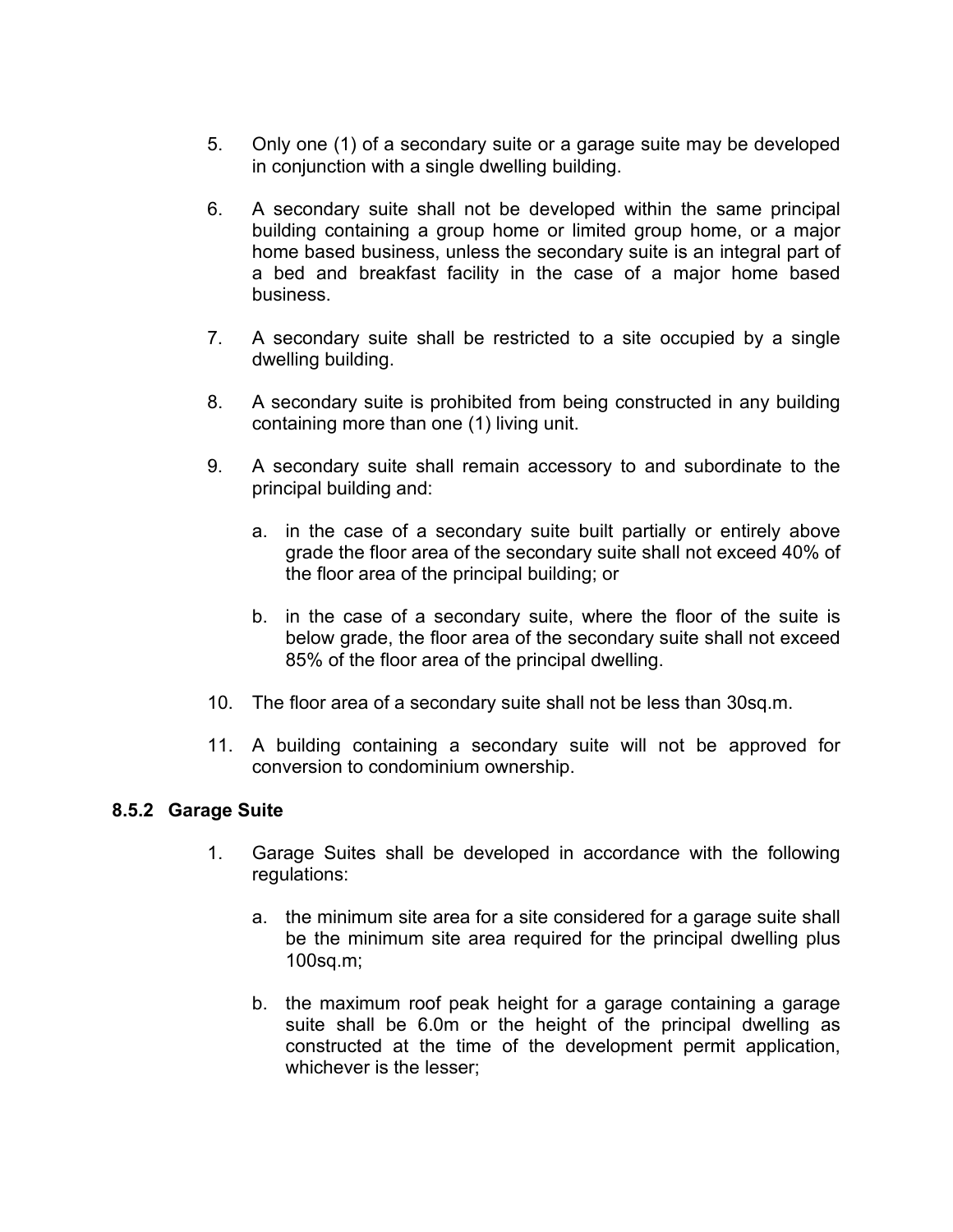5. Only one (1) of a secondary suite or a garage suite may be developed in conjunction with a single dwelling building.

6. A secondary suite shall not be developed within the same principal building containing a group home or limited group home, or a major home based business, unless the secondary suite is an integral part of a bed and breakfast facility in the case of a major home based business.

7. A secondary suite shall be restricted to a site occupied by a single dwelling building.

8. A secondary suite is prohibited from being constructed in any building containing more than one (1) living unit.

9. A secondary suite shall remain accessory to and subordinate to the principal building and:

   a. in the case of a secondary suite built partially or entirely above grade the floor area of the secondary suite shall not exceed 40% of the floor area of the principal building; or

   b. in the case of a secondary suite, where the floor of the suite is below grade, the floor area of the secondary suite shall not exceed 85% of the floor area of the principal dwelling.

10. The floor area of a secondary suite shall not be less than 30sq.m.

11. A building containing a secondary suite will not be approved for conversion to condominium ownership.

### 8.5.2 Garage Suite

1. Garage Suites shall be developed in accordance with the following regulations:

   a. the minimum site area for a site considered for a garage suite shall be the minimum site area required for the principal dwelling plus 100sq.m;

   b. the maximum roof peak height for a garage containing a garage suite shall be 6.0m or the height of the principal dwelling as constructed at the time of the development permit application, whichever is the lesser;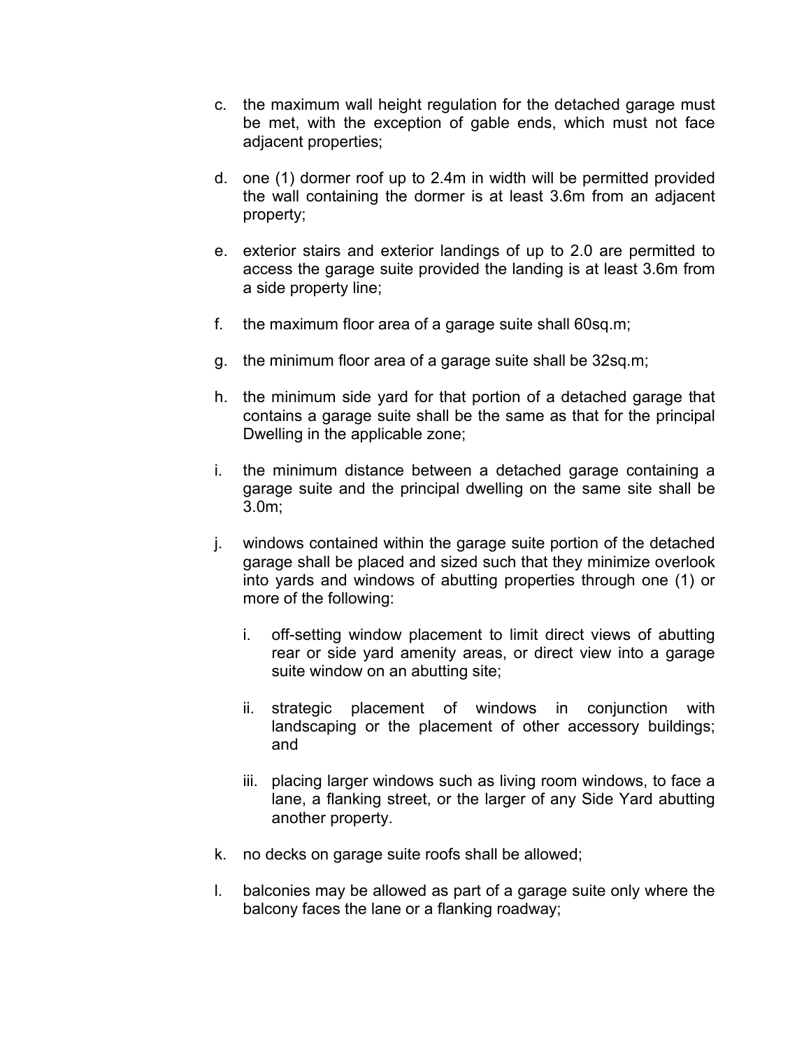c. the maximum wall height regulation for the detached garage must be met, with the exception of gable ends, which must not face adjacent properties;

d. one (1) dormer roof up to 2.4m in width will be permitted provided the wall containing the dormer is at least 3.6m from an adjacent property;

e. exterior stairs and exterior landings of up to 2.0 are permitted to access the garage suite provided the landing is at least 3.6m from a side property line;

f. the maximum floor area of a garage suite shall 60sq.m;

g. the minimum floor area of a garage suite shall be 32sq.m;

h. the minimum side yard for that portion of a detached garage that contains a garage suite shall be the same as that for the principal Dwelling in the applicable zone;

i. the minimum distance between a detached garage containing a garage suite and the principal dwelling on the same site shall be 3.0m;

j. windows contained within the garage suite portion of the detached garage shall be placed and sized such that they minimize overlook into yards and windows of abutting properties through one (1) or more of the following:

   i. off-setting window placement to limit direct views of abutting rear or side yard amenity areas, or direct view into a garage suite window on an abutting site;

   ii. strategic placement of windows in conjunction with landscaping or the placement of other accessory buildings; and

   iii. placing larger windows such as living room windows, to face a lane, a flanking street, or the larger of any Side Yard abutting another property.

k. no decks on garage suite roofs shall be allowed;

l. balconies may be allowed as part of a garage suite only where the balcony faces the lane or a flanking roadway;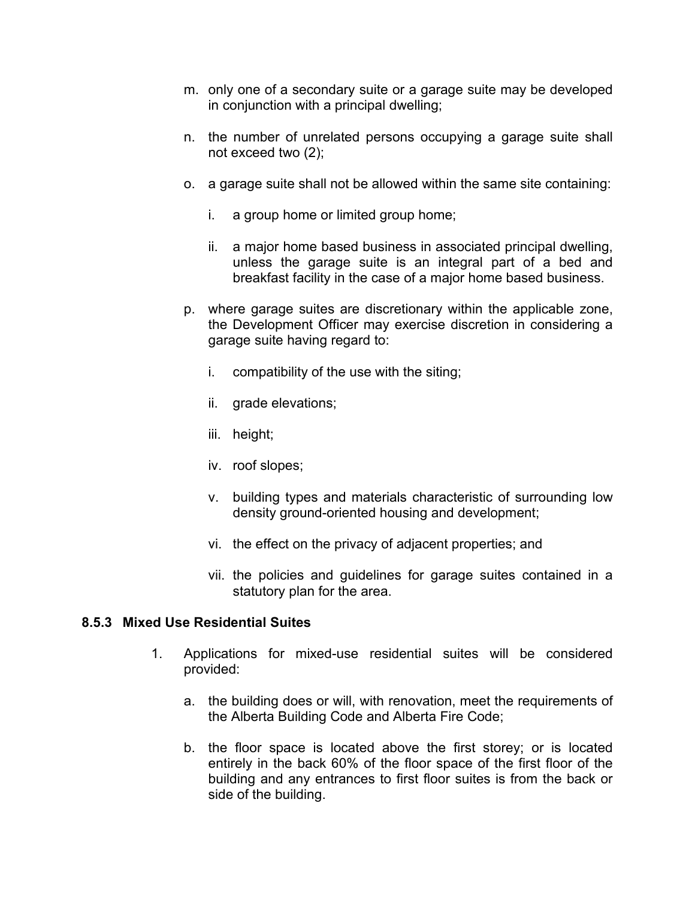m. only one of a secondary suite or a garage suite may be developed in conjunction with a principal dwelling;

n. the number of unrelated persons occupying a garage suite shall not exceed two (2);

o. a garage suite shall not be allowed within the same site containing:

   i. a group home or limited group home;

   ii. a major home based business in associated principal dwelling, unless the garage suite is an integral part of a bed and breakfast facility in the case of a major home based business.

p. where garage suites are discretionary within the applicable zone, the Development Officer may exercise discretion in considering a garage suite having regard to:

   i. compatibility of the use with the siting;

   ii. grade elevations;

   iii. height;

   iv. roof slopes;

   v. building types and materials characteristic of surrounding low density ground-oriented housing and development;

   vi. the effect on the privacy of adjacent properties; and

   vii. the policies and guidelines for garage suites contained in a statutory plan for the area.

### 8.5.3 Mixed Use Residential Suites

1. Applications for mixed-use residential suites will be considered provided:

   a. the building does or will, with renovation, meet the requirements of the Alberta Building Code and Alberta Fire Code;

   b. the floor space is located above the first storey; or is located entirely in the back 60% of the floor space of the first floor of the building and any entrances to first floor suites is from the back or side of the building.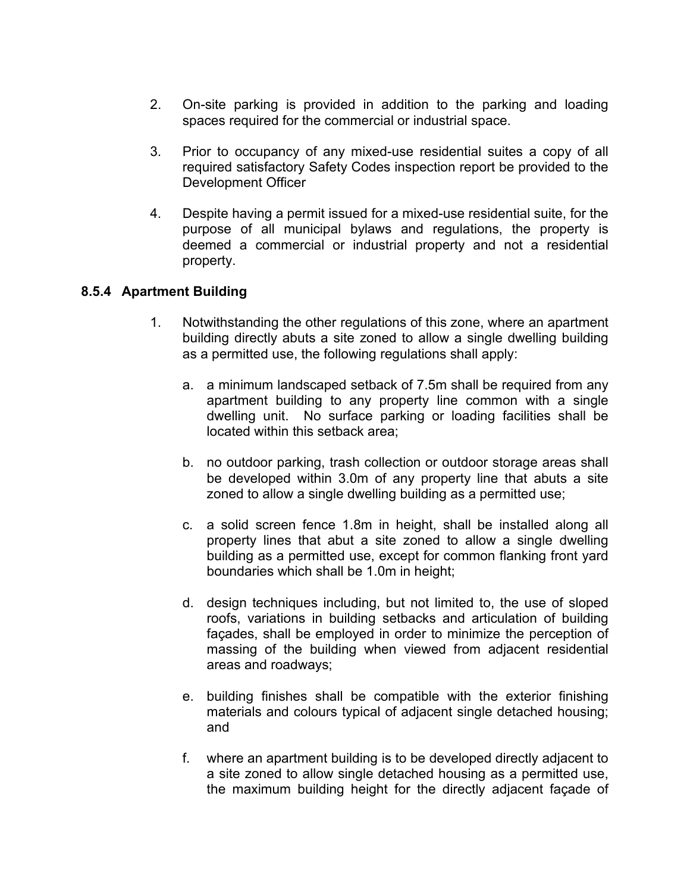2. On-site parking is provided in addition to the parking and loading spaces required for the commercial or industrial space.

3. Prior to occupancy of any mixed-use residential suites a copy of all required satisfactory Safety Codes inspection report be provided to the Development Officer

4. Despite having a permit issued for a mixed-use residential suite, for the purpose of all municipal bylaws and regulations, the property is deemed a commercial or industrial property and not a residential property.

### 8.5.4 Apartment Building

1. Notwithstanding the other regulations of this zone, where an apartment building directly abuts a site zoned to allow a single dwelling building as a permitted use, the following regulations shall apply:

   a. a minimum landscaped setback of 7.5m shall be required from any apartment building to any property line common with a single dwelling unit. No surface parking or loading facilities shall be located within this setback area;

   b. no outdoor parking, trash collection or outdoor storage areas shall be developed within 3.0m of any property line that abuts a site zoned to allow a single dwelling building as a permitted use;

   c. a solid screen fence 1.8m in height, shall be installed along all property lines that abut a site zoned to allow a single dwelling building as a permitted use, except for common flanking front yard boundaries which shall be 1.0m in height;

   d. design techniques including, but not limited to, the use of sloped roofs, variations in building setbacks and articulation of building façades, shall be employed in order to minimize the perception of massing of the building when viewed from adjacent residential areas and roadways;

   e. building finishes shall be compatible with the exterior finishing materials and colours typical of adjacent single detached housing; and

   f. where an apartment building is to be developed directly adjacent to a site zoned to allow single detached housing as a permitted use, the maximum building height for the directly adjacent façade of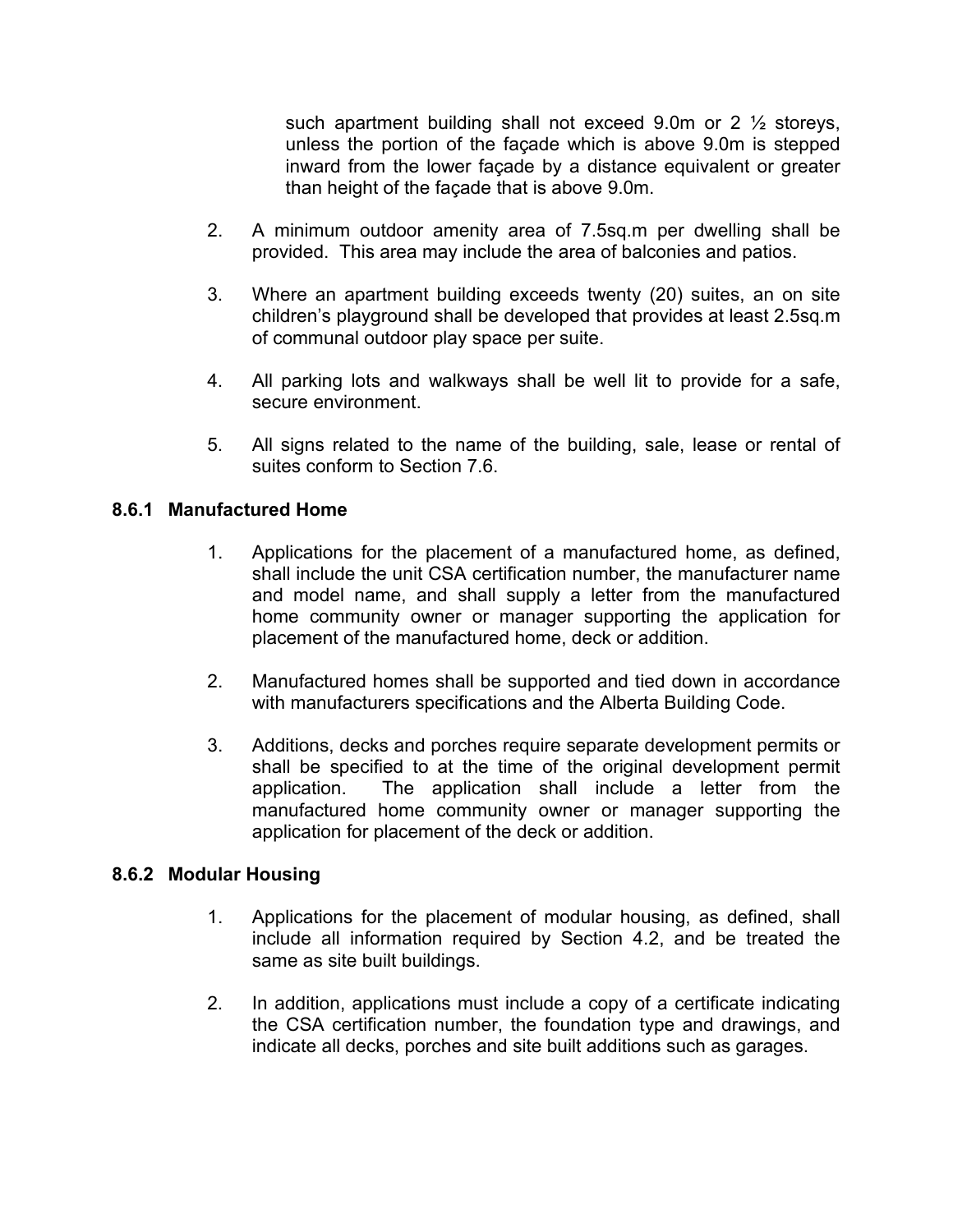such apartment building shall not exceed 9.0m or 2 ½ storeys, unless the portion of the façade which is above 9.0m is stepped inward from the lower façade by a distance equivalent or greater than height of the façade that is above 9.0m.

2. A minimum outdoor amenity area of 7.5sq.m per dwelling shall be provided. This area may include the area of balconies and patios.

3. Where an apartment building exceeds twenty (20) suites, an on site children's playground shall be developed that provides at least 2.5sq.m of communal outdoor play space per suite.

4. All parking lots and walkways shall be well lit to provide for a safe, secure environment.

5. All signs related to the name of the building, sale, lease or rental of suites conform to Section 7.6.

### 8.6.1 Manufactured Home

1. Applications for the placement of a manufactured home, as defined, shall include the unit CSA certification number, the manufacturer name and model name, and shall supply a letter from the manufactured home community owner or manager supporting the application for placement of the manufactured home, deck or addition.

2. Manufactured homes shall be supported and tied down in accordance with manufacturers specifications and the Alberta Building Code.

3. Additions, decks and porches require separate development permits or shall be specified to at the time of the original development permit application. The application shall include a letter from the manufactured home community owner or manager supporting the application for placement of the deck or addition.

### 8.6.2 Modular Housing

1. Applications for the placement of modular housing, as defined, shall include all information required by Section 4.2, and be treated the same as site built buildings.

2. In addition, applications must include a copy of a certificate indicating the CSA certification number, the foundation type and drawings, and indicate all decks, porches and site built additions such as garages.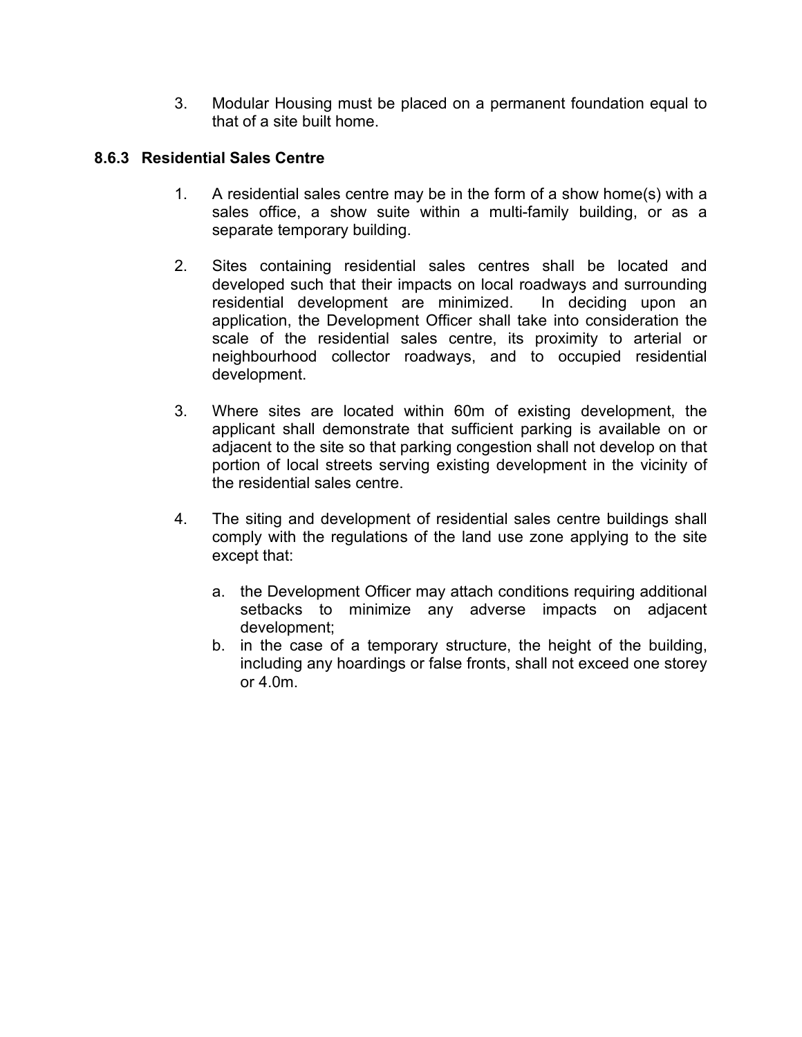3. Modular Housing must be placed on a permanent foundation equal to that of a site built home.

### 8.6.3 Residential Sales Centre

1. A residential sales centre may be in the form of a show home(s) with a sales office, a show suite within a multi-family building, or as a separate temporary building.

2. Sites containing residential sales centres shall be located and developed such that their impacts on local roadways and surrounding residential development are minimized. In deciding upon an application, the Development Officer shall take into consideration the scale of the residential sales centre, its proximity to arterial or neighbourhood collector roadways, and to occupied residential development.

3. Where sites are located within 60m of existing development, the applicant shall demonstrate that sufficient parking is available on or adjacent to the site so that parking congestion shall not develop on that portion of local streets serving existing development in the vicinity of the residential sales centre.

4. The siting and development of residential sales centre buildings shall comply with the regulations of the land use zone applying to the site except that:

   a. the Development Officer may attach conditions requiring additional setbacks to minimize any adverse impacts on adjacent development;
   b. in the case of a temporary structure, the height of the building, including any hoardings or false fronts, shall not exceed one storey or 4.0m.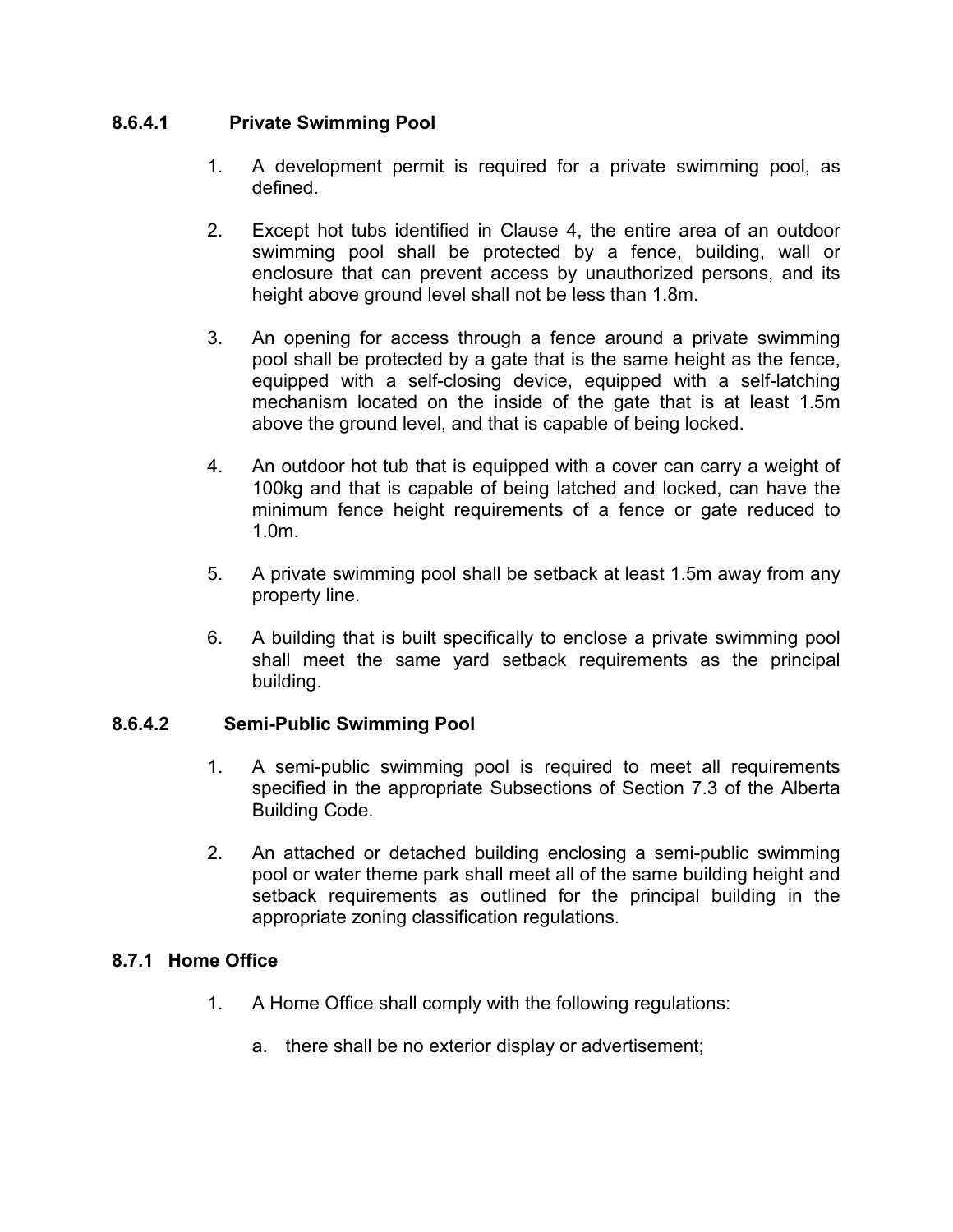### 8.6.4.1 Private Swimming Pool

1. A development permit is required for a private swimming pool, as defined.

2. Except hot tubs identified in Clause 4, the entire area of an outdoor swimming pool shall be protected by a fence, building, wall or enclosure that can prevent access by unauthorized persons, and its height above ground level shall not be less than 1.8m.

3. An opening for access through a fence around a private swimming pool shall be protected by a gate that is the same height as the fence, equipped with a self-closing device, equipped with a self-latching mechanism located on the inside of the gate that is at least 1.5m above the ground level, and that is capable of being locked.

4. An outdoor hot tub that is equipped with a cover can carry a weight of 100kg and that is capable of being latched and locked, can have the minimum fence height requirements of a fence or gate reduced to 1.0m.

5. A private swimming pool shall be setback at least 1.5m away from any property line.

6. A building that is built specifically to enclose a private swimming pool shall meet the same yard setback requirements as the principal building.

### 8.6.4.2 Semi-Public Swimming Pool

1. A semi-public swimming pool is required to meet all requirements specified in the appropriate Subsections of Section 7.3 of the Alberta Building Code.

2. An attached or detached building enclosing a semi-public swimming pool or water theme park shall meet all of the same building height and setback requirements as outlined for the principal building in the appropriate zoning classification regulations.

### 8.7.1 Home Office

1. A Home Office shall comply with the following regulations:

    a. there shall be no exterior display or advertisement;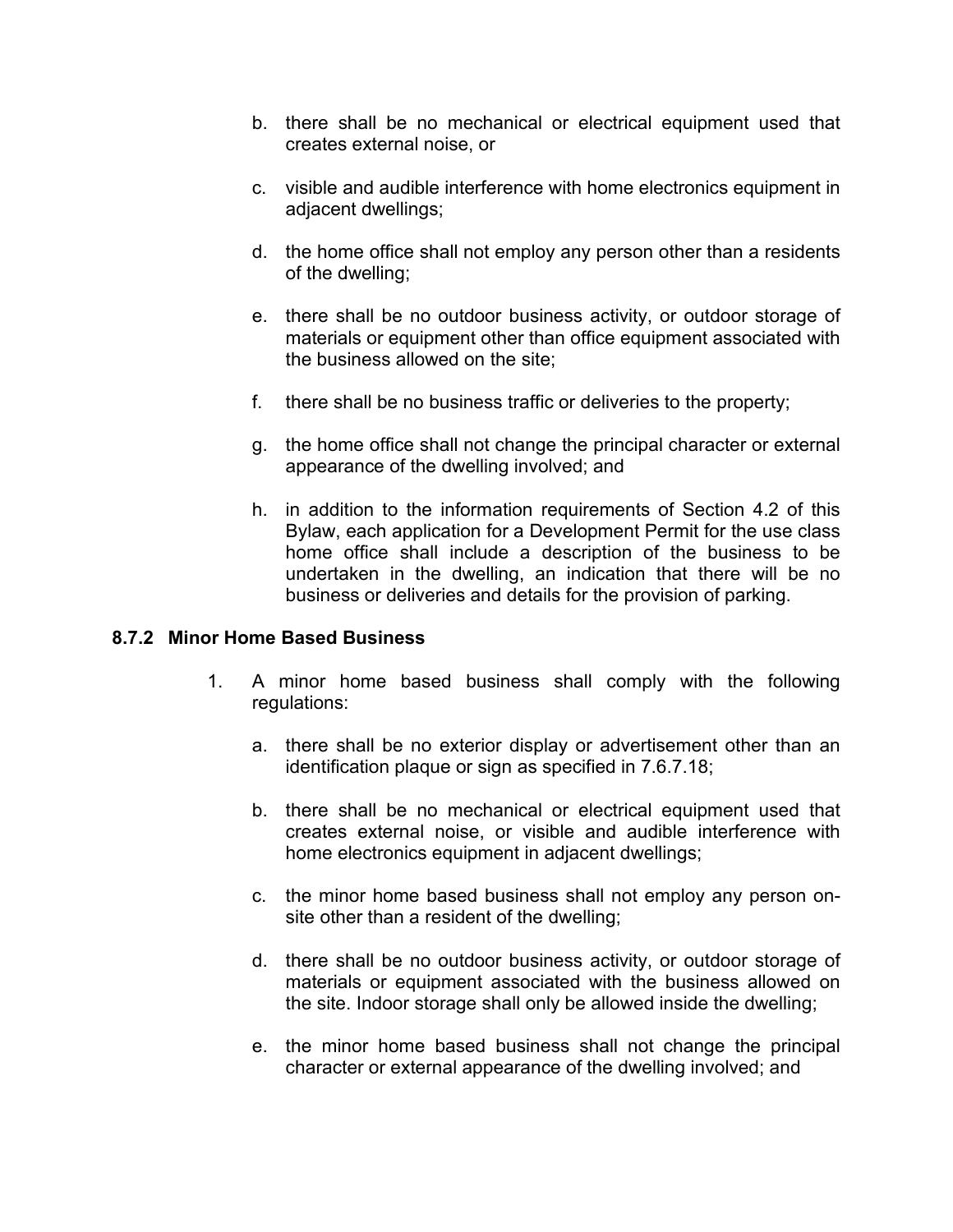b. there shall be no mechanical or electrical equipment used that creates external noise, or

c. visible and audible interference with home electronics equipment in adjacent dwellings;

d. the home office shall not employ any person other than a residents of the dwelling;

e. there shall be no outdoor business activity, or outdoor storage of materials or equipment other than office equipment associated with the business allowed on the site;

f. there shall be no business traffic or deliveries to the property;

g. the home office shall not change the principal character or external appearance of the dwelling involved; and

h. in addition to the information requirements of Section 4.2 of this Bylaw, each application for a Development Permit for the use class home office shall include a description of the business to be undertaken in the dwelling, an indication that there will be no business or deliveries and details for the provision of parking.

### 8.7.2 Minor Home Based Business

1. A minor home based business shall comply with the following regulations:

   a. there shall be no exterior display or advertisement other than an identification plaque or sign as specified in 7.6.7.18;

   b. there shall be no mechanical or electrical equipment used that creates external noise, or visible and audible interference with home electronics equipment in adjacent dwellings;

   c. the minor home based business shall not employ any person on-site other than a resident of the dwelling;

   d. there shall be no outdoor business activity, or outdoor storage of materials or equipment associated with the business allowed on the site. Indoor storage shall only be allowed inside the dwelling;

   e. the minor home based business shall not change the principal character or external appearance of the dwelling involved; and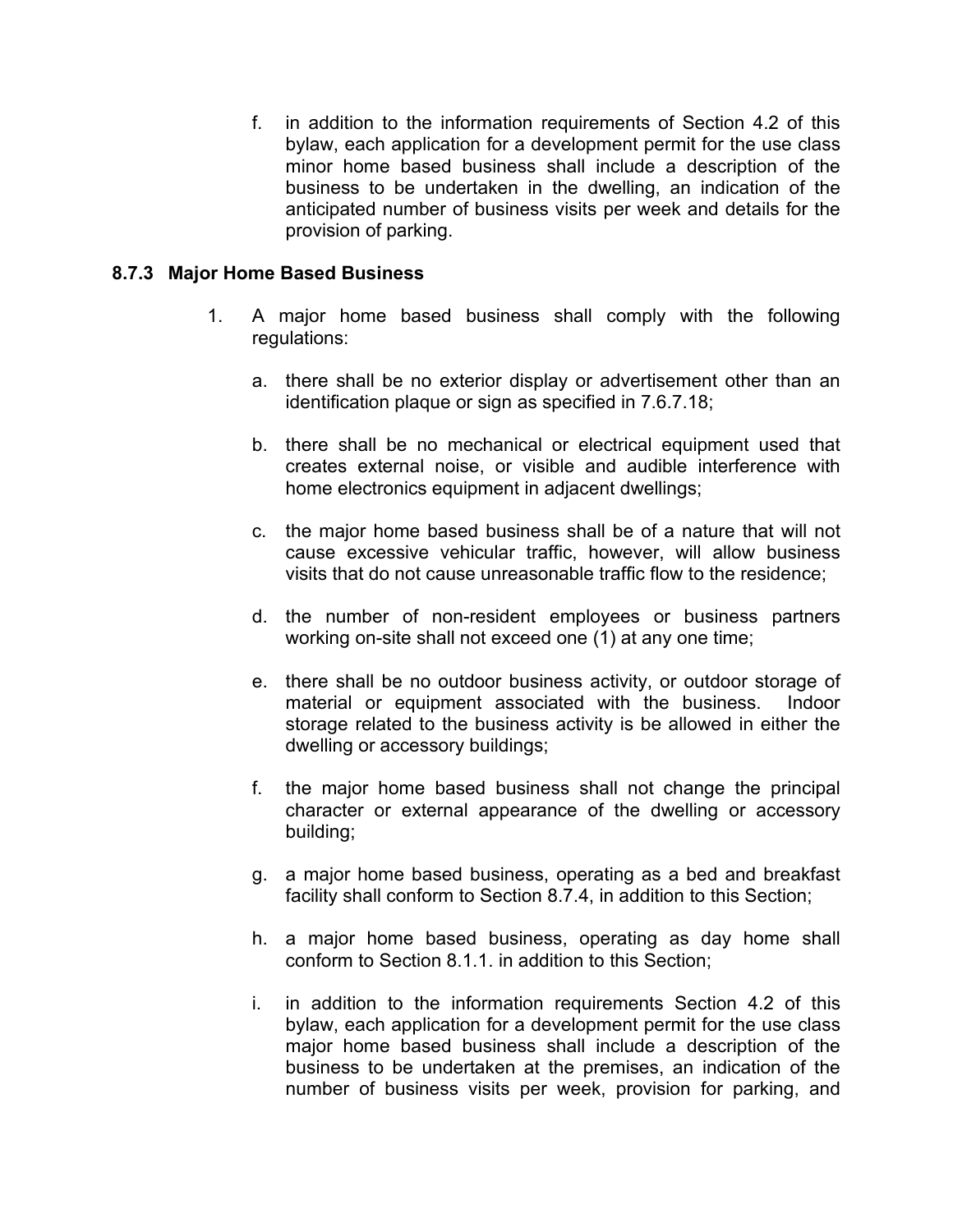f. in addition to the information requirements of Section 4.2 of this bylaw, each application for a development permit for the use class minor home based business shall include a description of the business to be undertaken in the dwelling, an indication of the anticipated number of business visits per week and details for the provision of parking.

### 8.7.3 Major Home Based Business

1. A major home based business shall comply with the following regulations:

   a. there shall be no exterior display or advertisement other than an identification plaque or sign as specified in 7.6.7.18;

   b. there shall be no mechanical or electrical equipment used that creates external noise, or visible and audible interference with home electronics equipment in adjacent dwellings;

   c. the major home based business shall be of a nature that will not cause excessive vehicular traffic, however, will allow business visits that do not cause unreasonable traffic flow to the residence;

   d. the number of non-resident employees or business partners working on-site shall not exceed one (1) at any one time;

   e. there shall be no outdoor business activity, or outdoor storage of material or equipment associated with the business. Indoor storage related to the business activity is be allowed in either the dwelling or accessory buildings;

   f. the major home based business shall not change the principal character or external appearance of the dwelling or accessory building;

   g. a major home based business, operating as a bed and breakfast facility shall conform to Section 8.7.4, in addition to this Section;

   h. a major home based business, operating as day home shall conform to Section 8.1.1. in addition to this Section;

   i. in addition to the information requirements Section 4.2 of this bylaw, each application for a development permit for the use class major home based business shall include a description of the business to be undertaken at the premises, an indication of the number of business visits per week, provision for parking, and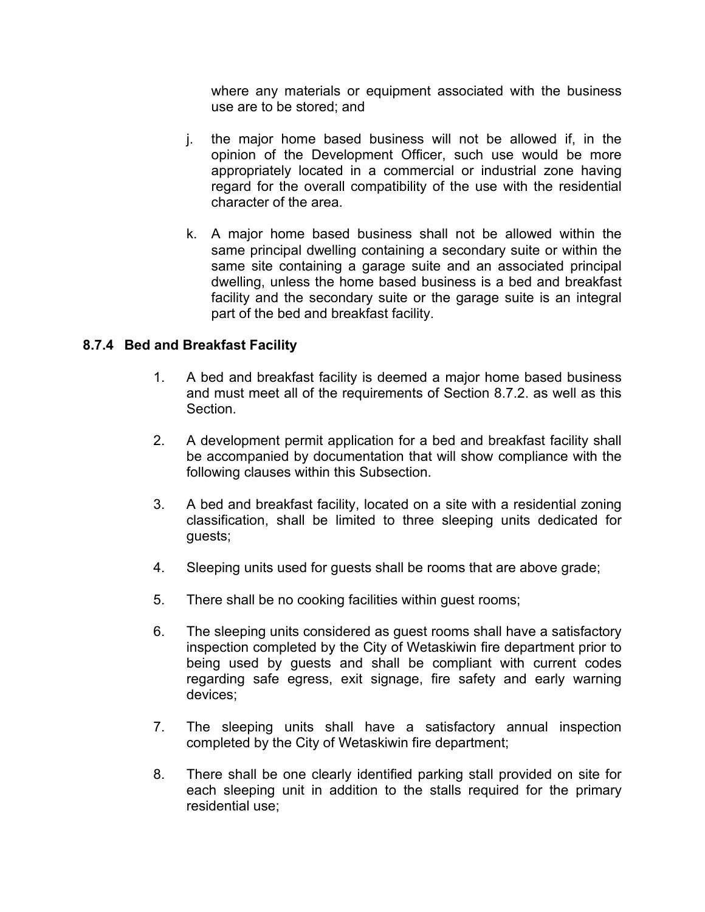where any materials or equipment associated with the business use are to be stored; and

j. the major home based business will not be allowed if, in the opinion of the Development Officer, such use would be more appropriately located in a commercial or industrial zone having regard for the overall compatibility of the use with the residential character of the area.

k. A major home based business shall not be allowed within the same principal dwelling containing a secondary suite or within the same site containing a garage suite and an associated principal dwelling, unless the home based business is a bed and breakfast facility and the secondary suite or the garage suite is an integral part of the bed and breakfast facility.

### 8.7.4 Bed and Breakfast Facility

1. A bed and breakfast facility is deemed a major home based business and must meet all of the requirements of Section 8.7.2. as well as this Section.

2. A development permit application for a bed and breakfast facility shall be accompanied by documentation that will show compliance with the following clauses within this Subsection.

3. A bed and breakfast facility, located on a site with a residential zoning classification, shall be limited to three sleeping units dedicated for guests;

4. Sleeping units used for guests shall be rooms that are above grade;

5. There shall be no cooking facilities within guest rooms;

6. The sleeping units considered as guest rooms shall have a satisfactory inspection completed by the City of Wetaskiwin fire department prior to being used by guests and shall be compliant with current codes regarding safe egress, exit signage, fire safety and early warning devices;

7. The sleeping units shall have a satisfactory annual inspection completed by the City of Wetaskiwin fire department;

8. There shall be one clearly identified parking stall provided on site for each sleeping unit in addition to the stalls required for the primary residential use;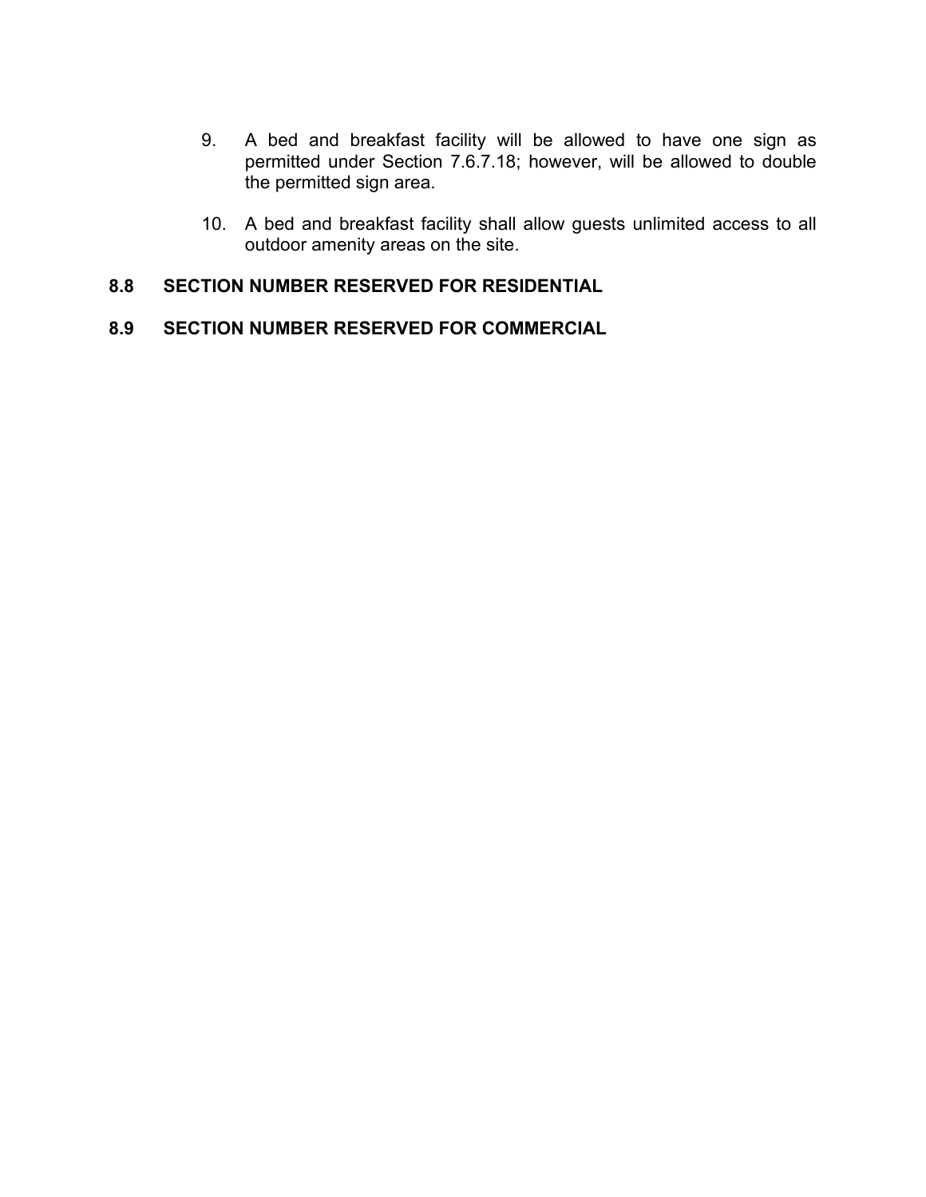9. A bed and breakfast facility will be allowed to have one sign as permitted under Section 7.6.7.18; however, will be allowed to double the permitted sign area.

10. A bed and breakfast facility shall allow guests unlimited access to all outdoor amenity areas on the site.

## 8.8 SECTION NUMBER RESERVED FOR RESIDENTIAL

## 8.9 SECTION NUMBER RESERVED FOR COMMERCIAL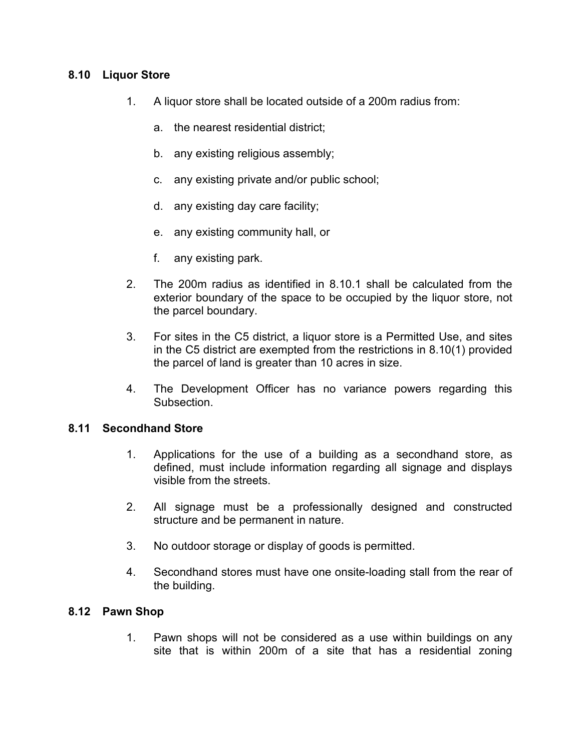## 8.10 Liquor Store

1. A liquor store shall be located outside of a 200m radius from:

   a. the nearest residential district;

   b. any existing religious assembly;

   c. any existing private and/or public school;

   d. any existing day care facility;

   e. any existing community hall, or

   f. any existing park.

2. The 200m radius as identified in 8.10.1 shall be calculated from the exterior boundary of the space to be occupied by the liquor store, not the parcel boundary.

3. For sites in the C5 district, a liquor store is a Permitted Use, and sites in the C5 district are exempted from the restrictions in 8.10(1) provided the parcel of land is greater than 10 acres in size.

4. The Development Officer has no variance powers regarding this Subsection.

## 8.11 Secondhand Store

1. Applications for the use of a building as a secondhand store, as defined, must include information regarding all signage and displays visible from the streets.

2. All signage must be a professionally designed and constructed structure and be permanent in nature.

3. No outdoor storage or display of goods is permitted.

4. Secondhand stores must have one onsite-loading stall from the rear of the building.

## 8.12 Pawn Shop

1. Pawn shops will not be considered as a use within buildings on any site that is within 200m of a site that has a residential zoning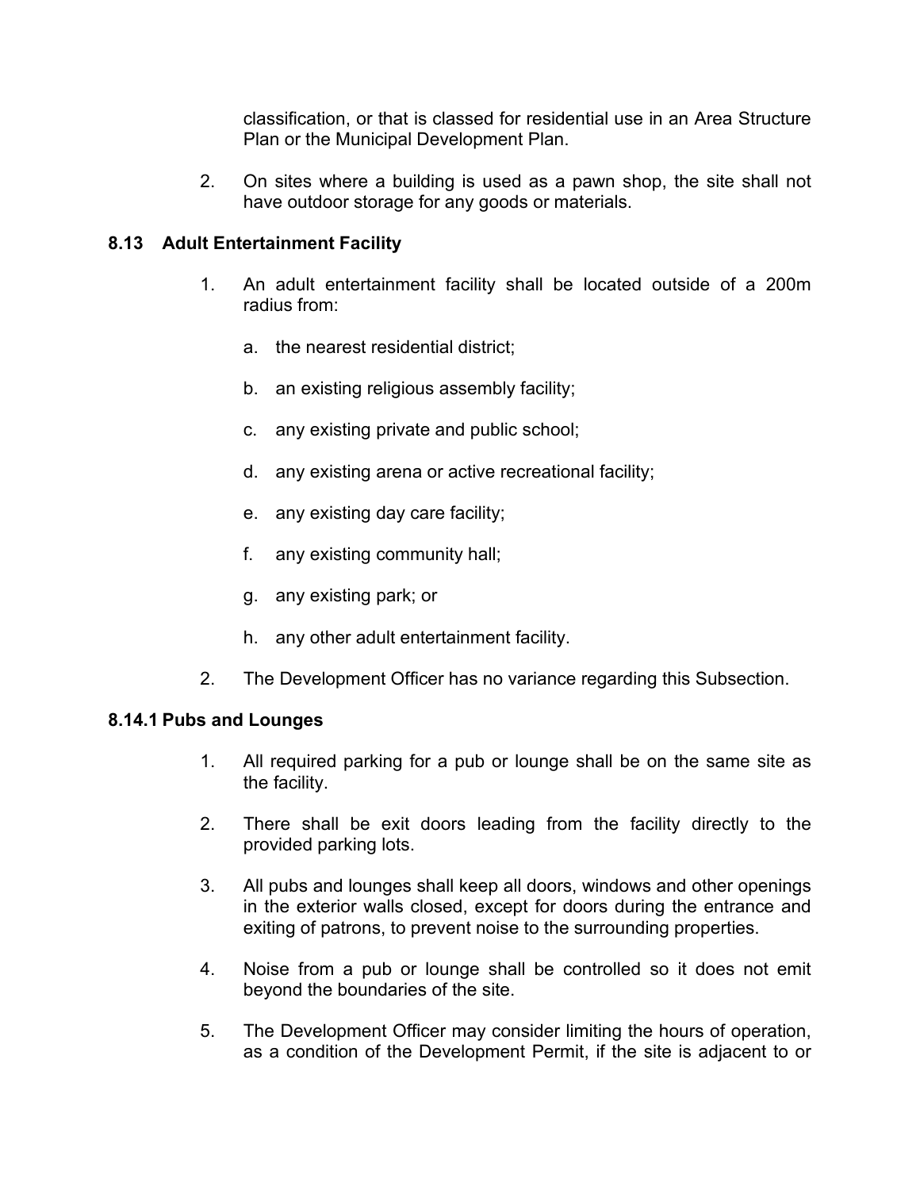classification, or that is classed for residential use in an Area Structure Plan or the Municipal Development Plan.

2. On sites where a building is used as a pawn shop, the site shall not have outdoor storage for any goods or materials.

### 8.13 Adult Entertainment Facility

1. An adult entertainment facility shall be located outside of a 200m radius from:

    a. the nearest residential district;

    b. an existing religious assembly facility;

    c. any existing private and public school;

    d. any existing arena or active recreational facility;

    e. any existing day care facility;

    f. any existing community hall;

    g. any existing park; or

    h. any other adult entertainment facility.

2. The Development Officer has no variance regarding this Subsection.

### 8.14.1 Pubs and Lounges

1. All required parking for a pub or lounge shall be on the same site as the facility.

2. There shall be exit doors leading from the facility directly to the provided parking lots.

3. All pubs and lounges shall keep all doors, windows and other openings in the exterior walls closed, except for doors during the entrance and exiting of patrons, to prevent noise to the surrounding properties.

4. Noise from a pub or lounge shall be controlled so it does not emit beyond the boundaries of the site.

5. The Development Officer may consider limiting the hours of operation, as a condition of the Development Permit, if the site is adjacent to or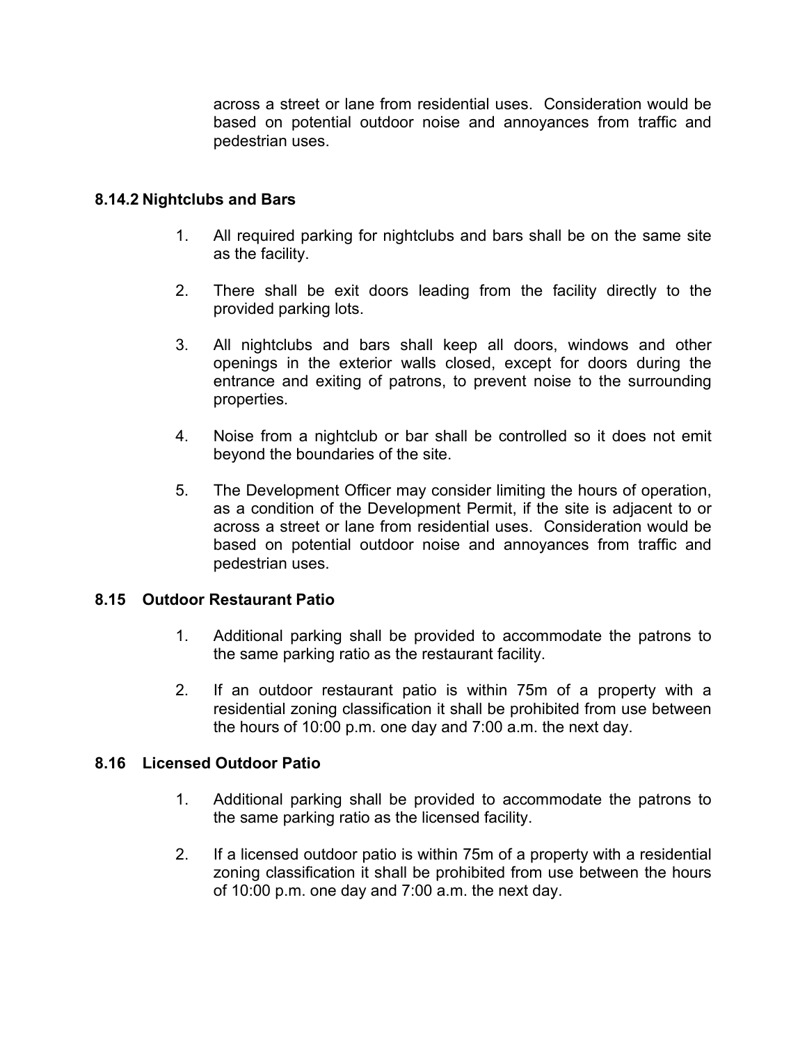across a street or lane from residential uses. Consideration would be based on potential outdoor noise and annoyances from traffic and pedestrian uses.

### 8.14.2 Nightclubs and Bars

1. All required parking for nightclubs and bars shall be on the same site as the facility.

2. There shall be exit doors leading from the facility directly to the provided parking lots.

3. All nightclubs and bars shall keep all doors, windows and other openings in the exterior walls closed, except for doors during the entrance and exiting of patrons, to prevent noise to the surrounding properties.

4. Noise from a nightclub or bar shall be controlled so it does not emit beyond the boundaries of the site.

5. The Development Officer may consider limiting the hours of operation, as a condition of the Development Permit, if the site is adjacent to or across a street or lane from residential uses. Consideration would be based on potential outdoor noise and annoyances from traffic and pedestrian uses.

## 8.15 Outdoor Restaurant Patio

1. Additional parking shall be provided to accommodate the patrons to the same parking ratio as the restaurant facility.

2. If an outdoor restaurant patio is within 75m of a property with a residential zoning classification it shall be prohibited from use between the hours of 10:00 p.m. one day and 7:00 a.m. the next day.

## 8.16 Licensed Outdoor Patio

1. Additional parking shall be provided to accommodate the patrons to the same parking ratio as the licensed facility.

2. If a licensed outdoor patio is within 75m of a property with a residential zoning classification it shall be prohibited from use between the hours of 10:00 p.m. one day and 7:00 a.m. the next day.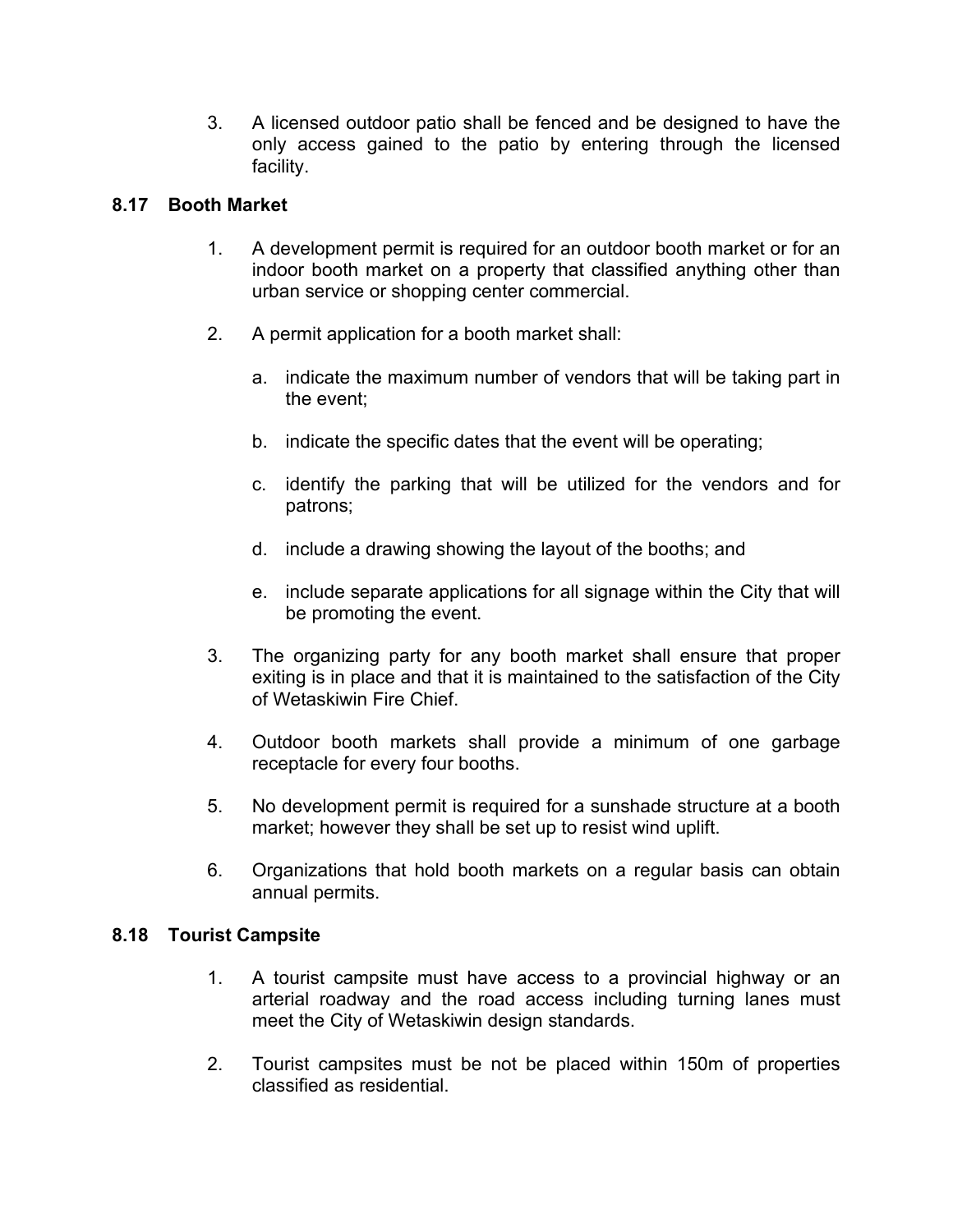3. A licensed outdoor patio shall be fenced and be designed to have the only access gained to the patio by entering through the licensed facility.

### 8.17 Booth Market

1. A development permit is required for an outdoor booth market or for an indoor booth market on a property that classified anything other than urban service or shopping center commercial.

2. A permit application for a booth market shall:

   a. indicate the maximum number of vendors that will be taking part in the event;

   b. indicate the specific dates that the event will be operating;

   c. identify the parking that will be utilized for the vendors and for patrons;

   d. include a drawing showing the layout of the booths; and

   e. include separate applications for all signage within the City that will be promoting the event.

3. The organizing party for any booth market shall ensure that proper exiting is in place and that it is maintained to the satisfaction of the City of Wetaskiwin Fire Chief.

4. Outdoor booth markets shall provide a minimum of one garbage receptacle for every four booths.

5. No development permit is required for a sunshade structure at a booth market; however they shall be set up to resist wind uplift.

6. Organizations that hold booth markets on a regular basis can obtain annual permits.

### 8.18 Tourist Campsite

1. A tourist campsite must have access to a provincial highway or an arterial roadway and the road access including turning lanes must meet the City of Wetaskiwin design standards.

2. Tourist campsites must be not be placed within 150m of properties classified as residential.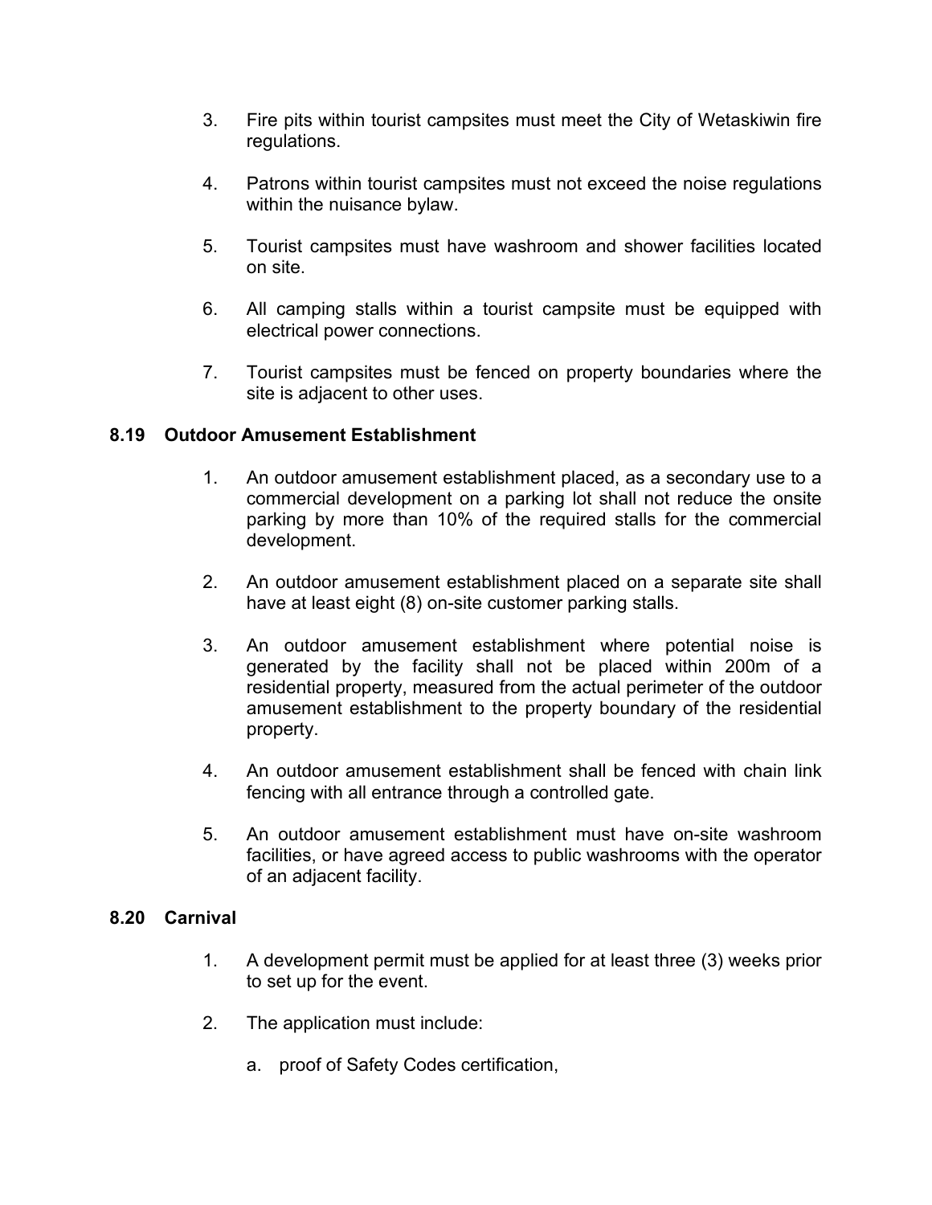3. Fire pits within tourist campsites must meet the City of Wetaskiwin fire regulations.

4. Patrons within tourist campsites must not exceed the noise regulations within the nuisance bylaw.

5. Tourist campsites must have washroom and shower facilities located on site.

6. All camping stalls within a tourist campsite must be equipped with electrical power connections.

7. Tourist campsites must be fenced on property boundaries where the site is adjacent to other uses.

### 8.19 Outdoor Amusement Establishment

1. An outdoor amusement establishment placed, as a secondary use to a commercial development on a parking lot shall not reduce the onsite parking by more than 10% of the required stalls for the commercial development.

2. An outdoor amusement establishment placed on a separate site shall have at least eight (8) on-site customer parking stalls.

3. An outdoor amusement establishment where potential noise is generated by the facility shall not be placed within 200m of a residential property, measured from the actual perimeter of the outdoor amusement establishment to the property boundary of the residential property.

4. An outdoor amusement establishment shall be fenced with chain link fencing with all entrance through a controlled gate.

5. An outdoor amusement establishment must have on-site washroom facilities, or have agreed access to public washrooms with the operator of an adjacent facility.

### 8.20 Carnival

1. A development permit must be applied for at least three (3) weeks prior to set up for the event.

2. The application must include:

   a. proof of Safety Codes certification,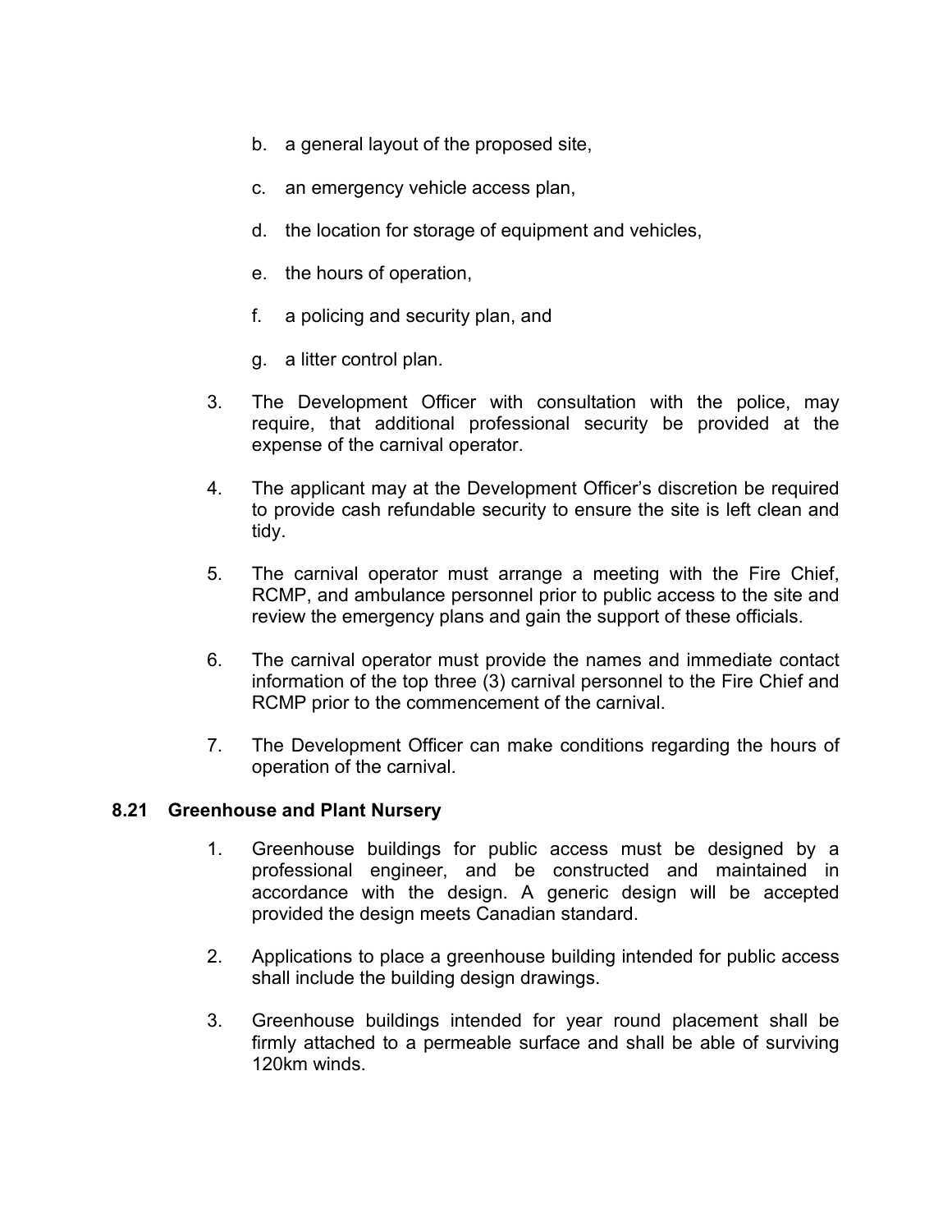b. a general layout of the proposed site,

c. an emergency vehicle access plan,

d. the location for storage of equipment and vehicles,

e. the hours of operation,

f. a policing and security plan, and

g. a litter control plan.

3. The Development Officer with consultation with the police, may require, that additional professional security be provided at the expense of the carnival operator.

4. The applicant may at the Development Officer's discretion be required to provide cash refundable security to ensure the site is left clean and tidy.

5. The carnival operator must arrange a meeting with the Fire Chief, RCMP, and ambulance personnel prior to public access to the site and review the emergency plans and gain the support of these officials.

6. The carnival operator must provide the names and immediate contact information of the top three (3) carnival personnel to the Fire Chief and RCMP prior to the commencement of the carnival.

7. The Development Officer can make conditions regarding the hours of operation of the carnival.

### 8.21 Greenhouse and Plant Nursery

1. Greenhouse buildings for public access must be designed by a professional engineer, and be constructed and maintained in accordance with the design. A generic design will be accepted provided the design meets Canadian standard.

2. Applications to place a greenhouse building intended for public access shall include the building design drawings.

3. Greenhouse buildings intended for year round placement shall be firmly attached to a permeable surface and shall be able of surviving 120km winds.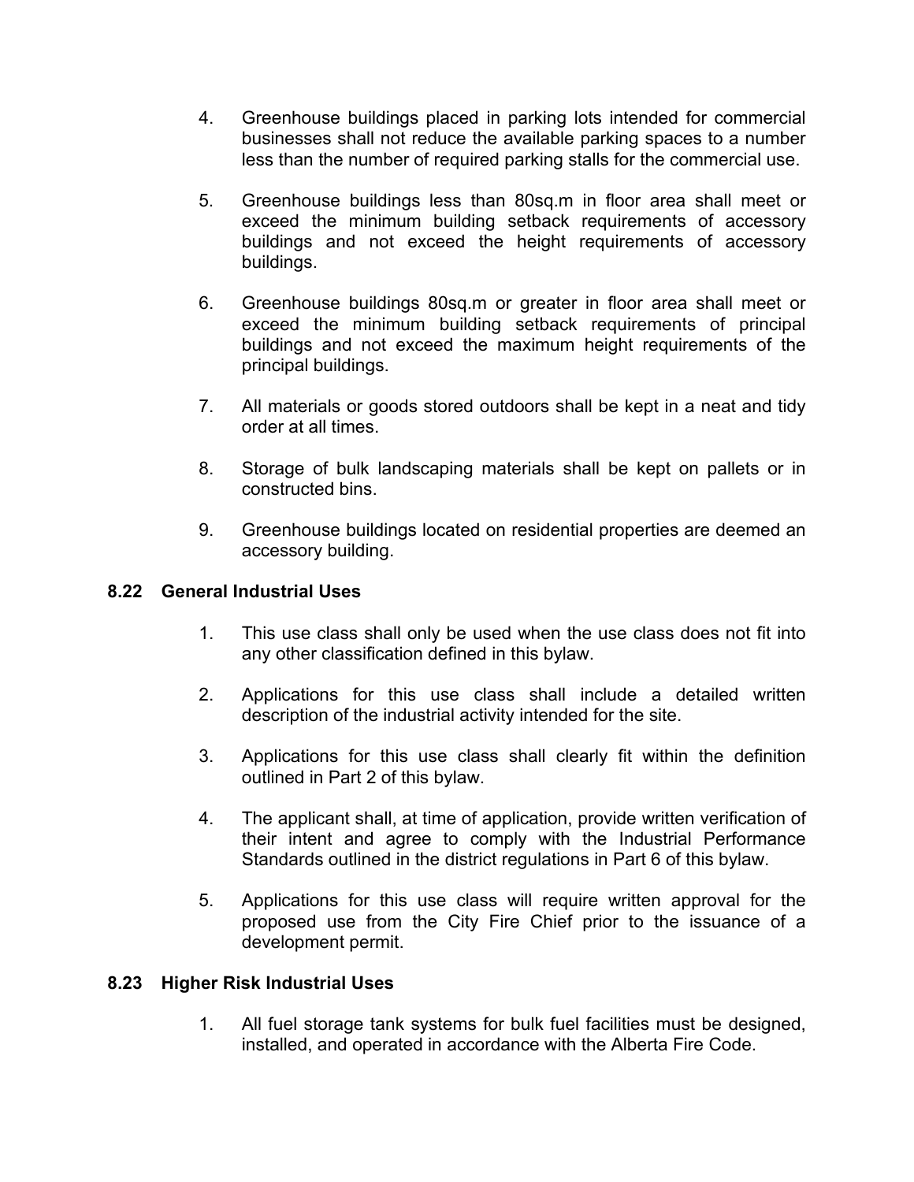4. Greenhouse buildings placed in parking lots intended for commercial businesses shall not reduce the available parking spaces to a number less than the number of required parking stalls for the commercial use.

5. Greenhouse buildings less than 80sq.m in floor area shall meet or exceed the minimum building setback requirements of accessory buildings and not exceed the height requirements of accessory buildings.

6. Greenhouse buildings 80sq.m or greater in floor area shall meet or exceed the minimum building setback requirements of principal buildings and not exceed the maximum height requirements of the principal buildings.

7. All materials or goods stored outdoors shall be kept in a neat and tidy order at all times.

8. Storage of bulk landscaping materials shall be kept on pallets or in constructed bins.

9. Greenhouse buildings located on residential properties are deemed an accessory building.

### 8.22 General Industrial Uses

1. This use class shall only be used when the use class does not fit into any other classification defined in this bylaw.

2. Applications for this use class shall include a detailed written description of the industrial activity intended for the site.

3. Applications for this use class shall clearly fit within the definition outlined in Part 2 of this bylaw.

4. The applicant shall, at time of application, provide written verification of their intent and agree to comply with the Industrial Performance Standards outlined in the district regulations in Part 6 of this bylaw.

5. Applications for this use class will require written approval for the proposed use from the City Fire Chief prior to the issuance of a development permit.

### 8.23 Higher Risk Industrial Uses

1. All fuel storage tank systems for bulk fuel facilities must be designed, installed, and operated in accordance with the Alberta Fire Code.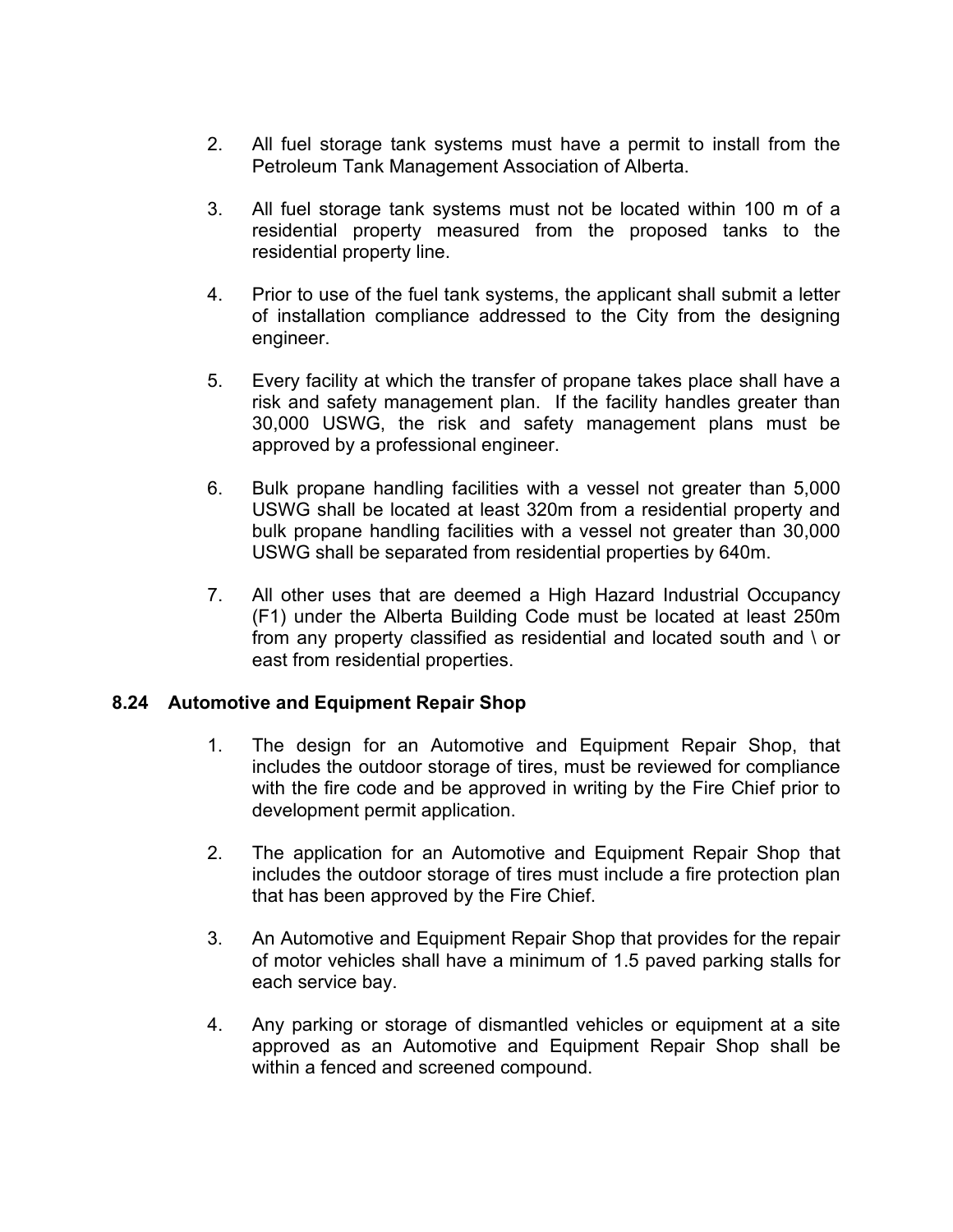2. All fuel storage tank systems must have a permit to install from the Petroleum Tank Management Association of Alberta.

3. All fuel storage tank systems must not be located within 100 m of a residential property measured from the proposed tanks to the residential property line.

4. Prior to use of the fuel tank systems, the applicant shall submit a letter of installation compliance addressed to the City from the designing engineer.

5. Every facility at which the transfer of propane takes place shall have a risk and safety management plan. If the facility handles greater than 30,000 USWG, the risk and safety management plans must be approved by a professional engineer.

6. Bulk propane handling facilities with a vessel not greater than 5,000 USWG shall be located at least 320m from a residential property and bulk propane handling facilities with a vessel not greater than 30,000 USWG shall be separated from residential properties by 640m.

7. All other uses that are deemed a High Hazard Industrial Occupancy (F1) under the Alberta Building Code must be located at least 250m from any property classified as residential and located south and \ or east from residential properties.

## 8.24 Automotive and Equipment Repair Shop

1. The design for an Automotive and Equipment Repair Shop, that includes the outdoor storage of tires, must be reviewed for compliance with the fire code and be approved in writing by the Fire Chief prior to development permit application.

2. The application for an Automotive and Equipment Repair Shop that includes the outdoor storage of tires must include a fire protection plan that has been approved by the Fire Chief.

3. An Automotive and Equipment Repair Shop that provides for the repair of motor vehicles shall have a minimum of 1.5 paved parking stalls for each service bay.

4. Any parking or storage of dismantled vehicles or equipment at a site approved as an Automotive and Equipment Repair Shop shall be within a fenced and screened compound.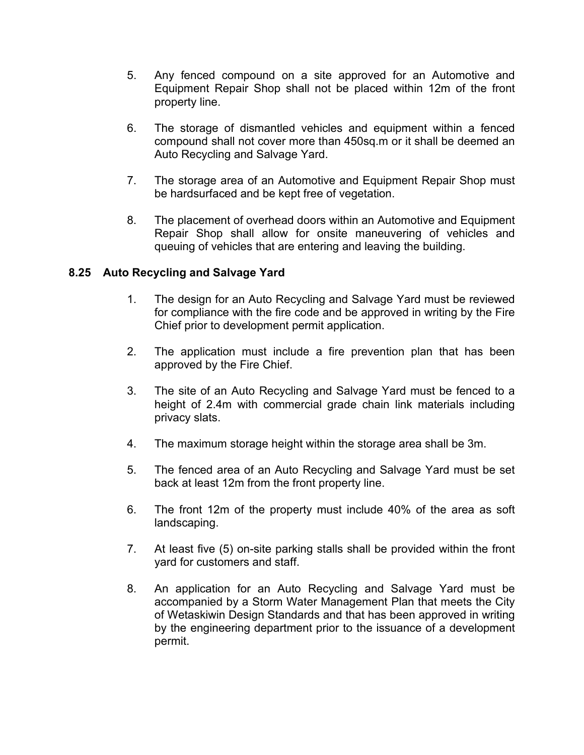5. Any fenced compound on a site approved for an Automotive and Equipment Repair Shop shall not be placed within 12m of the front property line.

6. The storage of dismantled vehicles and equipment within a fenced compound shall not cover more than 450sq.m or it shall be deemed an Auto Recycling and Salvage Yard.

7. The storage area of an Automotive and Equipment Repair Shop must be hardsurfaced and be kept free of vegetation.

8. The placement of overhead doors within an Automotive and Equipment Repair Shop shall allow for onsite maneuvering of vehicles and queuing of vehicles that are entering and leaving the building.

### 8.25 Auto Recycling and Salvage Yard

1. The design for an Auto Recycling and Salvage Yard must be reviewed for compliance with the fire code and be approved in writing by the Fire Chief prior to development permit application.

2. The application must include a fire prevention plan that has been approved by the Fire Chief.

3. The site of an Auto Recycling and Salvage Yard must be fenced to a height of 2.4m with commercial grade chain link materials including privacy slats.

4. The maximum storage height within the storage area shall be 3m.

5. The fenced area of an Auto Recycling and Salvage Yard must be set back at least 12m from the front property line.

6. The front 12m of the property must include 40% of the area as soft landscaping.

7. At least five (5) on-site parking stalls shall be provided within the front yard for customers and staff.

8. An application for an Auto Recycling and Salvage Yard must be accompanied by a Storm Water Management Plan that meets the City of Wetaskiwin Design Standards and that has been approved in writing by the engineering department prior to the issuance of a development permit.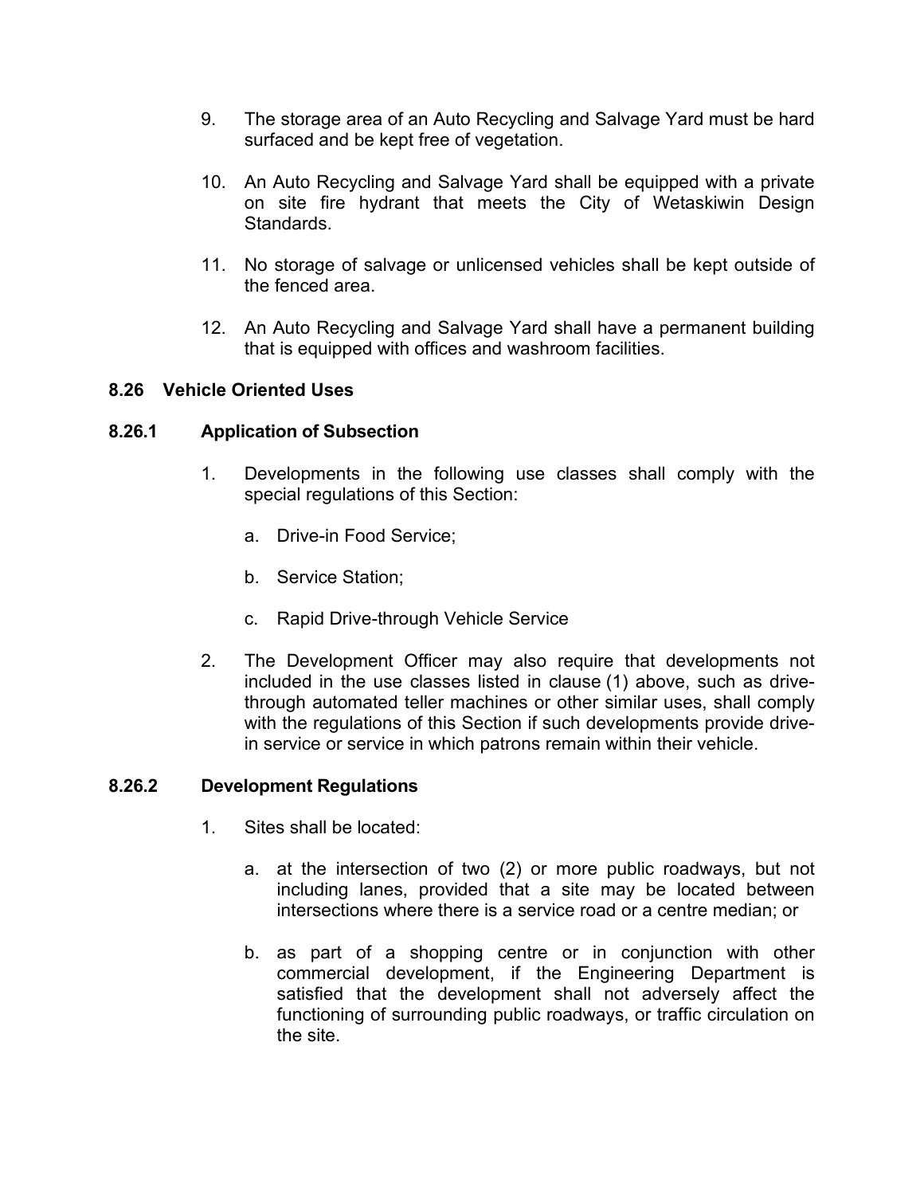9. The storage area of an Auto Recycling and Salvage Yard must be hard surfaced and be kept free of vegetation.

10. An Auto Recycling and Salvage Yard shall be equipped with a private on site fire hydrant that meets the City of Wetaskiwin Design Standards.

11. No storage of salvage or unlicensed vehicles shall be kept outside of the fenced area.

12. An Auto Recycling and Salvage Yard shall have a permanent building that is equipped with offices and washroom facilities.

## 8.26 Vehicle Oriented Uses

### 8.26.1 Application of Subsection

1. Developments in the following use classes shall comply with the special regulations of this Section:

   a. Drive-in Food Service;

   b. Service Station;

   c. Rapid Drive-through Vehicle Service

2. The Development Officer may also require that developments not included in the use classes listed in clause (1) above, such as drive-through automated teller machines or other similar uses, shall comply with the regulations of this Section if such developments provide drive-in service or service in which patrons remain within their vehicle.

### 8.26.2 Development Regulations

1. Sites shall be located:

   a. at the intersection of two (2) or more public roadways, but not including lanes, provided that a site may be located between intersections where there is a service road or a centre median; or

   b. as part of a shopping centre or in conjunction with other commercial development, if the Engineering Department is satisfied that the development shall not adversely affect the functioning of surrounding public roadways, or traffic circulation on the site.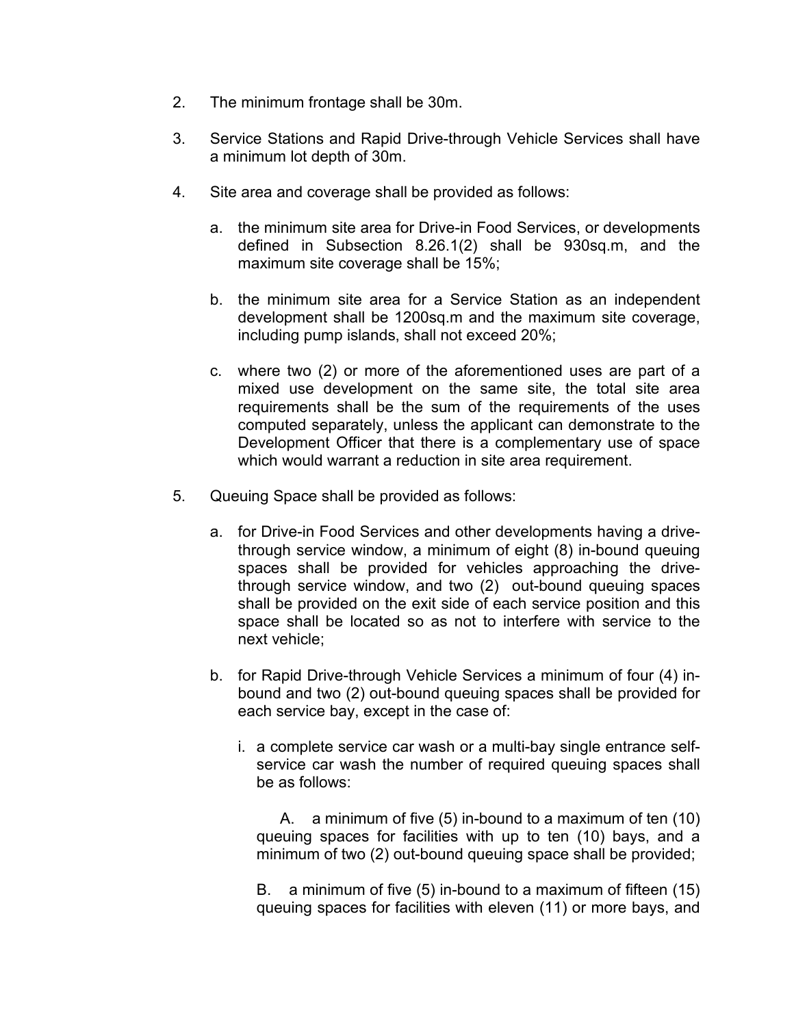2. The minimum frontage shall be 30m.

3. Service Stations and Rapid Drive-through Vehicle Services shall have a minimum lot depth of 30m.

4. Site area and coverage shall be provided as follows:

   a. the minimum site area for Drive-in Food Services, or developments defined in Subsection 8.26.1(2) shall be 930sq.m, and the maximum site coverage shall be 15%;

   b. the minimum site area for a Service Station as an independent development shall be 1200sq.m and the maximum site coverage, including pump islands, shall not exceed 20%;

   c. where two (2) or more of the aforementioned uses are part of a mixed use development on the same site, the total site area requirements shall be the sum of the requirements of the uses computed separately, unless the applicant can demonstrate to the Development Officer that there is a complementary use of space which would warrant a reduction in site area requirement.

5. Queuing Space shall be provided as follows:

   a. for Drive-in Food Services and other developments having a drive-through service window, a minimum of eight (8) in-bound queuing spaces shall be provided for vehicles approaching the drive-through service window, and two (2) out-bound queuing spaces shall be provided on the exit side of each service position and this space shall be located so as not to interfere with service to the next vehicle;

   b. for Rapid Drive-through Vehicle Services a minimum of four (4) in-bound and two (2) out-bound queuing spaces shall be provided for each service bay, except in the case of:

      i. a complete service car wash or a multi-bay single entrance self-service car wash the number of required queuing spaces shall be as follows:

         A. a minimum of five (5) in-bound to a maximum of ten (10) queuing spaces for facilities with up to ten (10) bays, and a minimum of two (2) out-bound queuing space shall be provided;

         B. a minimum of five (5) in-bound to a maximum of fifteen (15) queuing spaces for facilities with eleven (11) or more bays, and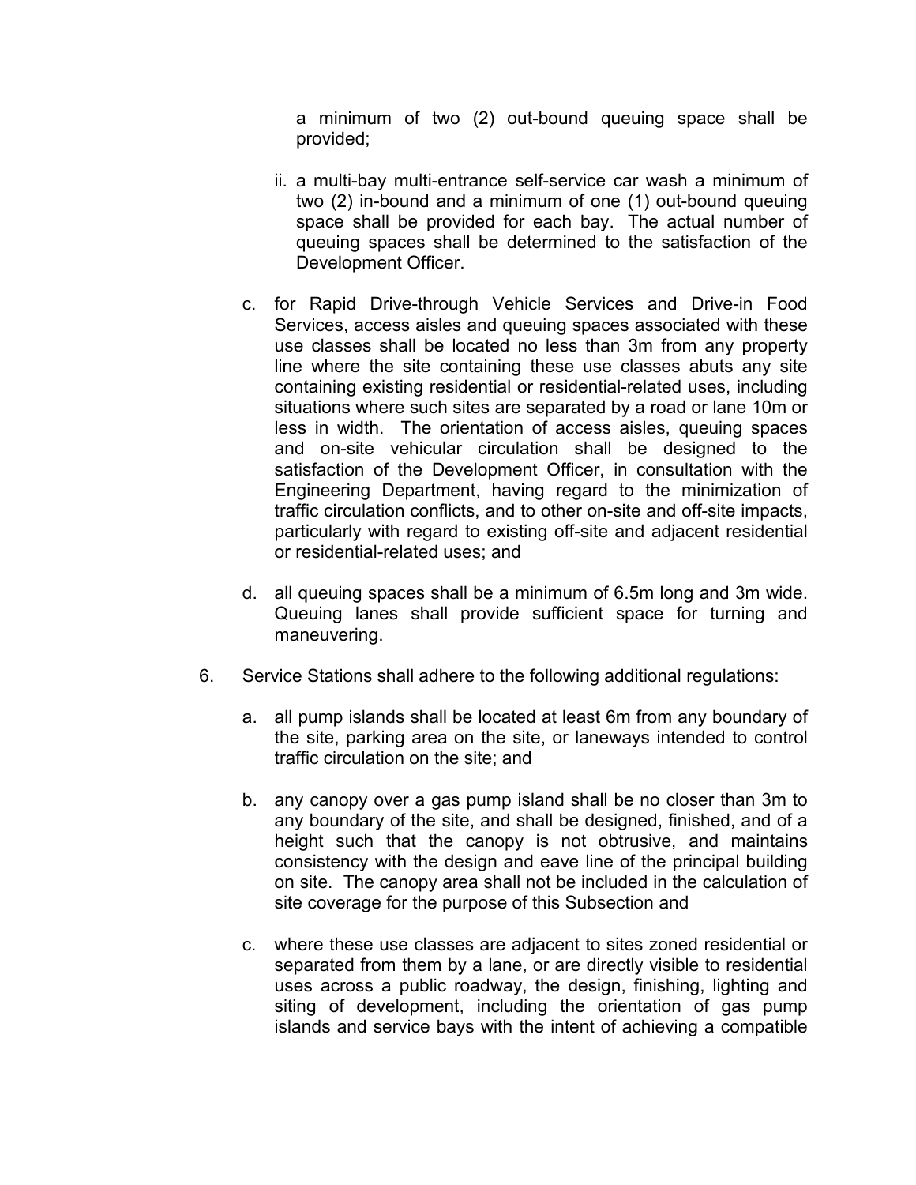a minimum of two (2) out-bound queuing space shall be provided;

ii. a multi-bay multi-entrance self-service car wash a minimum of two (2) in-bound and a minimum of one (1) out-bound queuing space shall be provided for each bay. The actual number of queuing spaces shall be determined to the satisfaction of the Development Officer.

c. for Rapid Drive-through Vehicle Services and Drive-in Food Services, access aisles and queuing spaces associated with these use classes shall be located no less than 3m from any property line where the site containing these use classes abuts any site containing existing residential or residential-related uses, including situations where such sites are separated by a road or lane 10m or less in width. The orientation of access aisles, queuing spaces and on-site vehicular circulation shall be designed to the satisfaction of the Development Officer, in consultation with the Engineering Department, having regard to the minimization of traffic circulation conflicts, and to other on-site and off-site impacts, particularly with regard to existing off-site and adjacent residential or residential-related uses; and

d. all queuing spaces shall be a minimum of 6.5m long and 3m wide. Queuing lanes shall provide sufficient space for turning and maneuvering.

6. Service Stations shall adhere to the following additional regulations:

   a. all pump islands shall be located at least 6m from any boundary of the site, parking area on the site, or laneways intended to control traffic circulation on the site; and

   b. any canopy over a gas pump island shall be no closer than 3m to any boundary of the site, and shall be designed, finished, and of a height such that the canopy is not obtrusive, and maintains consistency with the design and eave line of the principal building on site. The canopy area shall not be included in the calculation of site coverage for the purpose of this Subsection and

   c. where these use classes are adjacent to sites zoned residential or separated from them by a lane, or are directly visible to residential uses across a public roadway, the design, finishing, lighting and siting of development, including the orientation of gas pump islands and service bays with the intent of achieving a compatible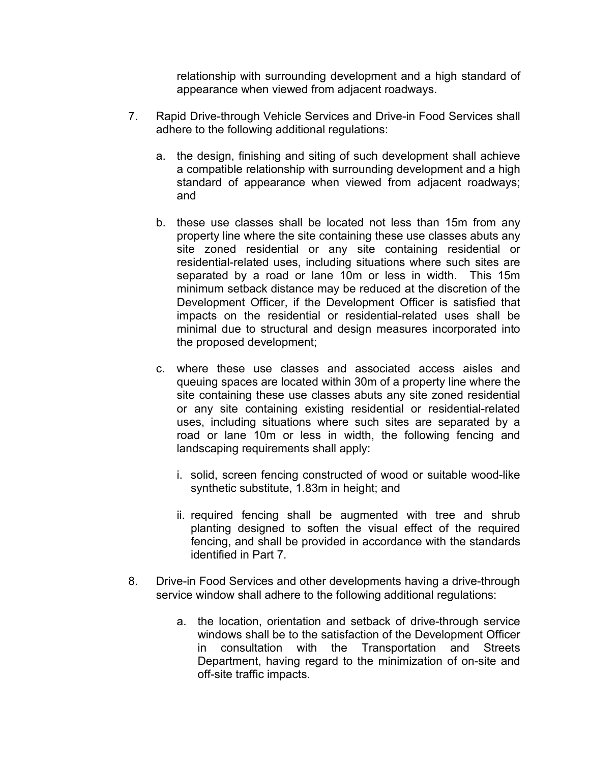relationship with surrounding development and a high standard of appearance when viewed from adjacent roadways.

7. Rapid Drive-through Vehicle Services and Drive-in Food Services shall adhere to the following additional regulations:

   a. the design, finishing and siting of such development shall achieve a compatible relationship with surrounding development and a high standard of appearance when viewed from adjacent roadways; and

   b. these use classes shall be located not less than 15m from any property line where the site containing these use classes abuts any site zoned residential or any site containing residential or residential-related uses, including situations where such sites are separated by a road or lane 10m or less in width. This 15m minimum setback distance may be reduced at the discretion of the Development Officer, if the Development Officer is satisfied that impacts on the residential or residential-related uses shall be minimal due to structural and design measures incorporated into the proposed development;

   c. where these use classes and associated access aisles and queuing spaces are located within 30m of a property line where the site containing these use classes abuts any site zoned residential or any site containing existing residential or residential-related uses, including situations where such sites are separated by a road or lane 10m or less in width, the following fencing and landscaping requirements shall apply:

      i. solid, screen fencing constructed of wood or suitable wood-like synthetic substitute, 1.83m in height; and

      ii. required fencing shall be augmented with tree and shrub planting designed to soften the visual effect of the required fencing, and shall be provided in accordance with the standards identified in Part 7.

8. Drive-in Food Services and other developments having a drive-through service window shall adhere to the following additional regulations:

   a. the location, orientation and setback of drive-through service windows shall be to the satisfaction of the Development Officer in consultation with the Transportation and Streets Department, having regard to the minimization of on-site and off-site traffic impacts.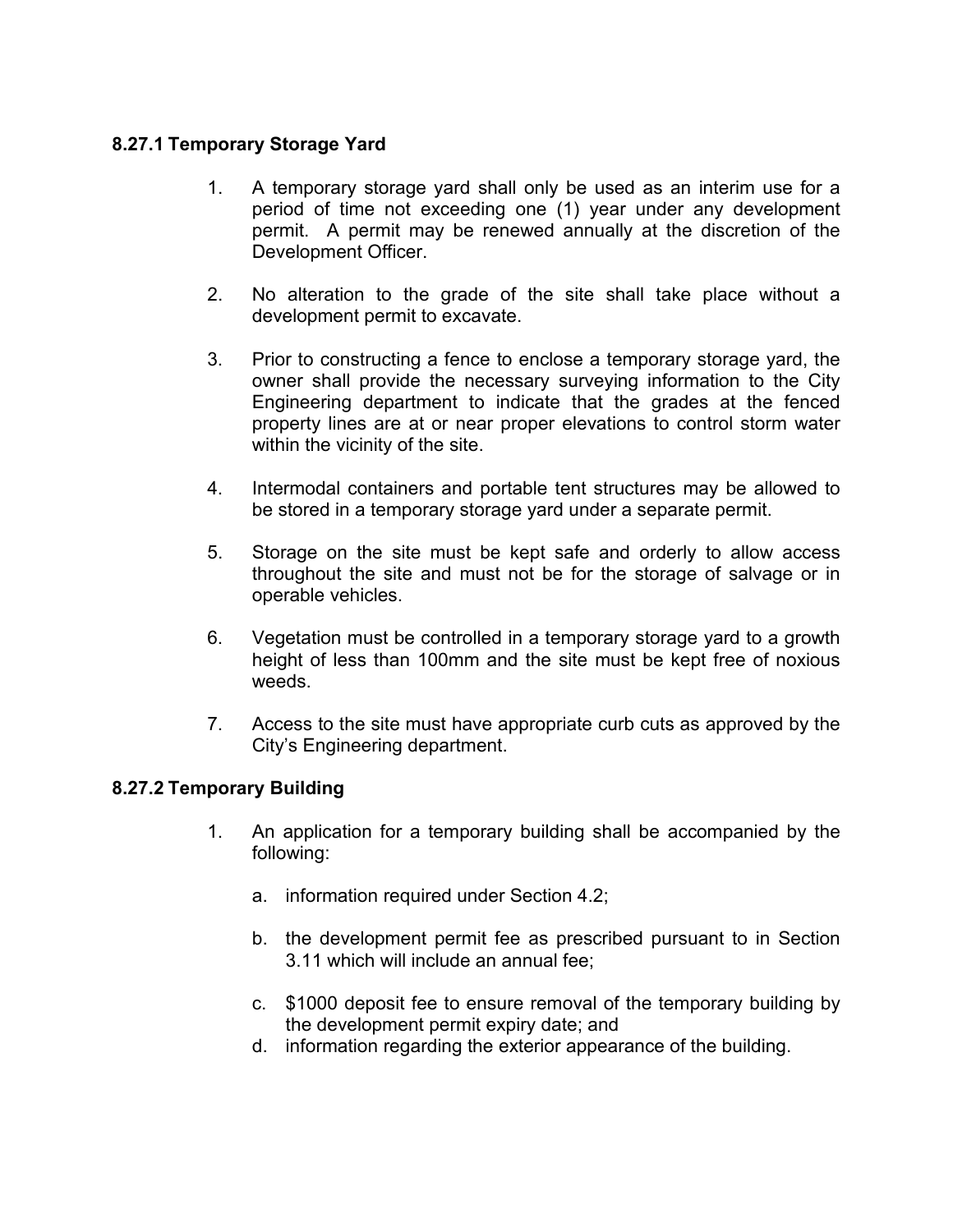### 8.27.1 Temporary Storage Yard

1. A temporary storage yard shall only be used as an interim use for a period of time not exceeding one (1) year under any development permit. A permit may be renewed annually at the discretion of the Development Officer.

2. No alteration to the grade of the site shall take place without a development permit to excavate.

3. Prior to constructing a fence to enclose a temporary storage yard, the owner shall provide the necessary surveying information to the City Engineering department to indicate that the grades at the fenced property lines are at or near proper elevations to control storm water within the vicinity of the site.

4. Intermodal containers and portable tent structures may be allowed to be stored in a temporary storage yard under a separate permit.

5. Storage on the site must be kept safe and orderly to allow access throughout the site and must not be for the storage of salvage or in operable vehicles.

6. Vegetation must be controlled in a temporary storage yard to a growth height of less than 100mm and the site must be kept free of noxious weeds.

7. Access to the site must have appropriate curb cuts as approved by the City's Engineering department.

### 8.27.2 Temporary Building

1. An application for a temporary building shall be accompanied by the following:

   a. information required under Section 4.2;

   b. the development permit fee as prescribed pursuant to in Section 3.11 which will include an annual fee;

   c. $1000 deposit fee to ensure removal of the temporary building by the development permit expiry date; and
   
   d. information regarding the exterior appearance of the building.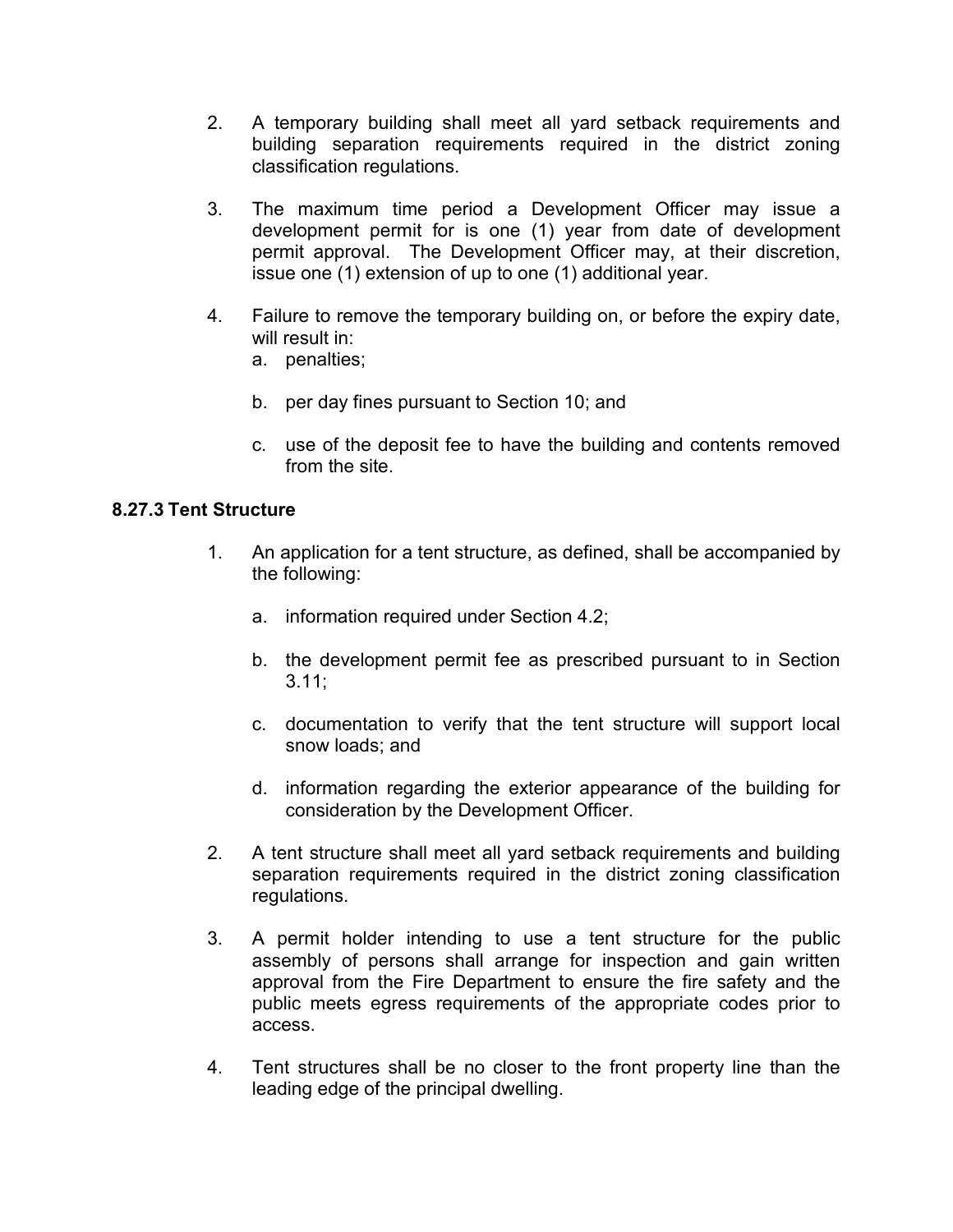2. A temporary building shall meet all yard setback requirements and building separation requirements required in the district zoning classification regulations.

3. The maximum time period a Development Officer may issue a development permit for is one (1) year from date of development permit approval. The Development Officer may, at their discretion, issue one (1) extension of up to one (1) additional year.

4. Failure to remove the temporary building on, or before the expiry date, will result in:
   a. penalties;

   b. per day fines pursuant to Section 10; and

   c. use of the deposit fee to have the building and contents removed from the site.

### 8.27.3 Tent Structure

1. An application for a tent structure, as defined, shall be accompanied by the following:

   a. information required under Section 4.2;

   b. the development permit fee as prescribed pursuant to in Section 3.11;

   c. documentation to verify that the tent structure will support local snow loads; and

   d. information regarding the exterior appearance of the building for consideration by the Development Officer.

2. A tent structure shall meet all yard setback requirements and building separation requirements required in the district zoning classification regulations.

3. A permit holder intending to use a tent structure for the public assembly of persons shall arrange for inspection and gain written approval from the Fire Department to ensure the fire safety and the public meets egress requirements of the appropriate codes prior to access.

4. Tent structures shall be no closer to the front property line than the leading edge of the principal dwelling.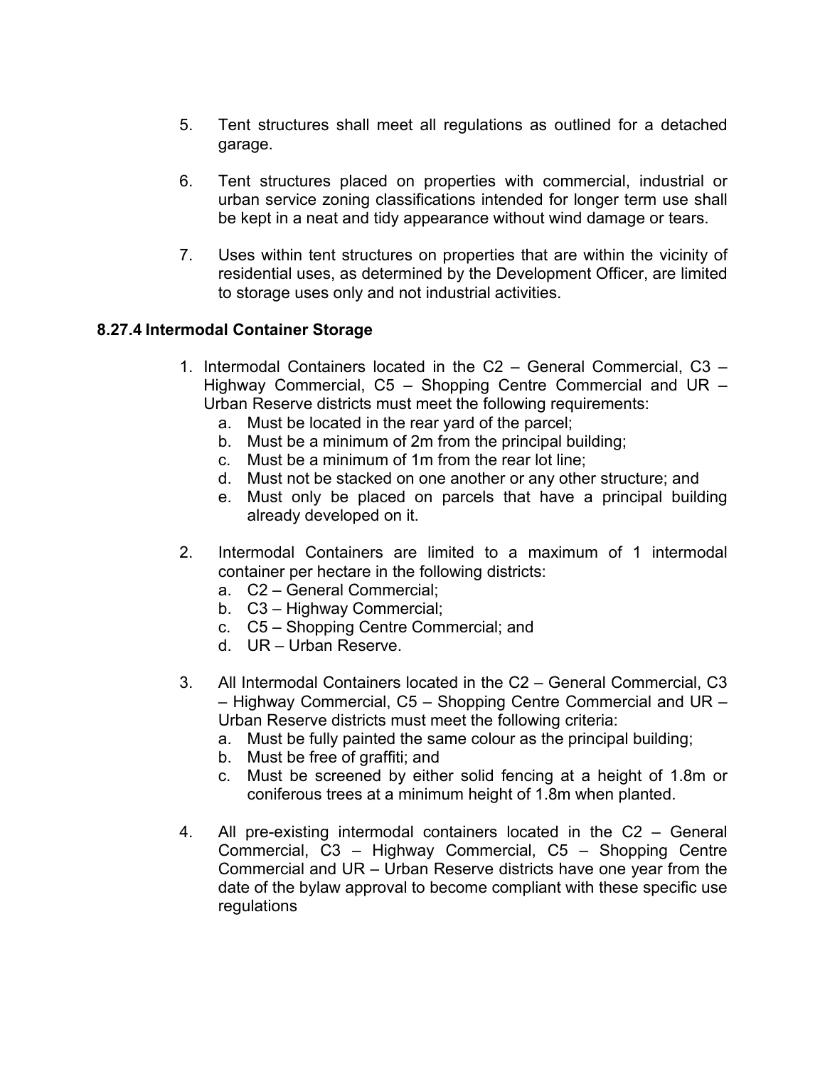5. Tent structures shall meet all regulations as outlined for a detached garage.

6. Tent structures placed on properties with commercial, industrial or urban service zoning classifications intended for longer term use shall be kept in a neat and tidy appearance without wind damage or tears.

7. Uses within tent structures on properties that are within the vicinity of residential uses, as determined by the Development Officer, are limited to storage uses only and not industrial activities.

**8.27.4 Intermodal Container Storage**

1. Intermodal Containers located in the C2 – General Commercial, C3 – Highway Commercial, C5 – Shopping Centre Commercial and UR – Urban Reserve districts must meet the following requirements:
   a. Must be located in the rear yard of the parcel;
   b. Must be a minimum of 2m from the principal building;
   c. Must be a minimum of 1m from the rear lot line;
   d. Must not be stacked on one another or any other structure; and
   e. Must only be placed on parcels that have a principal building already developed on it.

2. Intermodal Containers are limited to a maximum of 1 intermodal container per hectare in the following districts:
   a. C2 – General Commercial;
   b. C3 – Highway Commercial;
   c. C5 – Shopping Centre Commercial; and
   d. UR – Urban Reserve.

3. All Intermodal Containers located in the C2 – General Commercial, C3 – Highway Commercial, C5 – Shopping Centre Commercial and UR – Urban Reserve districts must meet the following criteria:
   a. Must be fully painted the same colour as the principal building;
   b. Must be free of graffiti; and
   c. Must be screened by either solid fencing at a height of 1.8m or coniferous trees at a minimum height of 1.8m when planted.

4. All pre-existing intermodal containers located in the C2 – General Commercial, C3 – Highway Commercial, C5 – Shopping Centre Commercial and UR – Urban Reserve districts have one year from the date of the bylaw approval to become compliant with these specific use regulations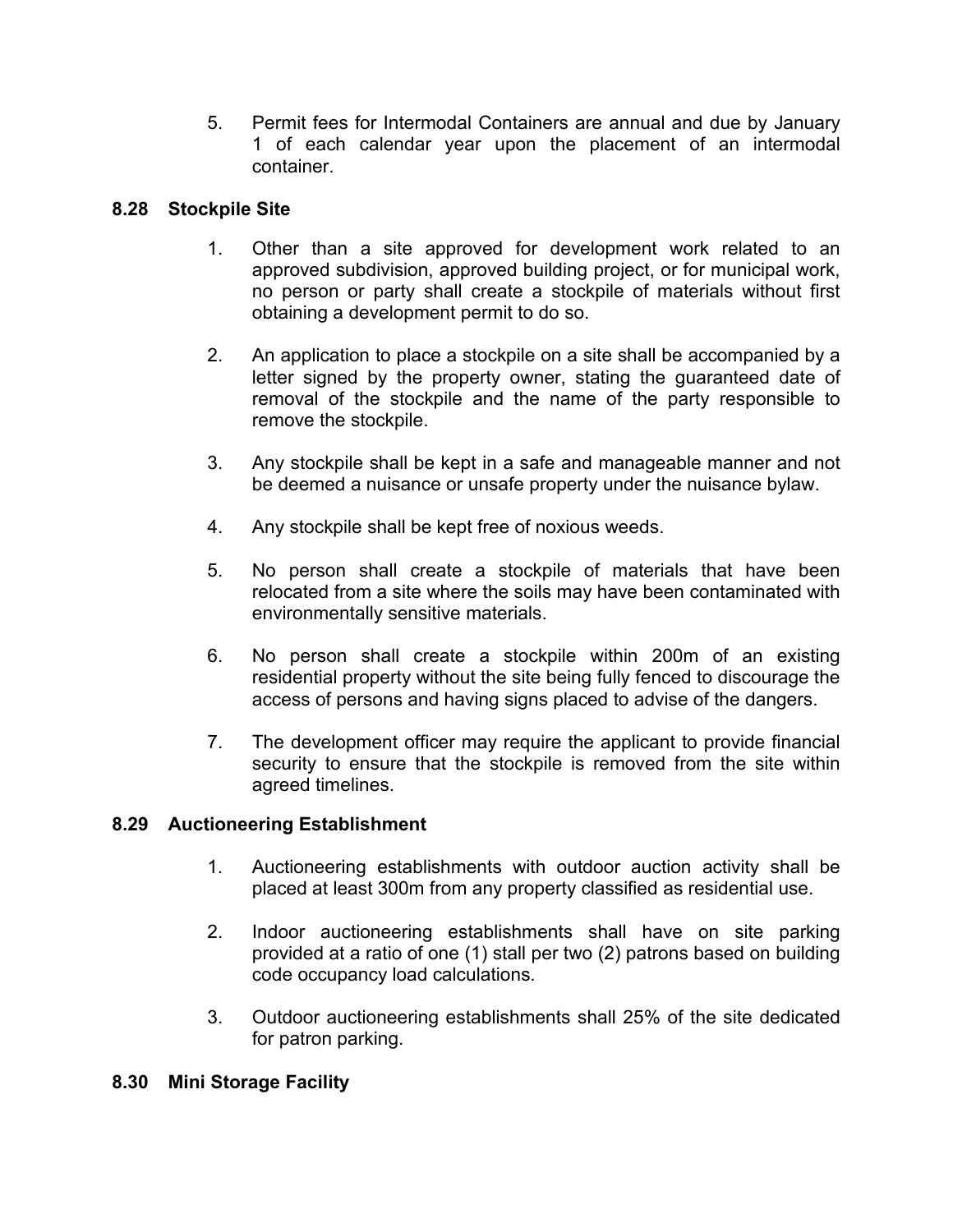5. Permit fees for Intermodal Containers are annual and due by January 1 of each calendar year upon the placement of an intermodal container.

### 8.28 Stockpile Site

1. Other than a site approved for development work related to an approved subdivision, approved building project, or for municipal work, no person or party shall create a stockpile of materials without first obtaining a development permit to do so.

2. An application to place a stockpile on a site shall be accompanied by a letter signed by the property owner, stating the guaranteed date of removal of the stockpile and the name of the party responsible to remove the stockpile.

3. Any stockpile shall be kept in a safe and manageable manner and not be deemed a nuisance or unsafe property under the nuisance bylaw.

4. Any stockpile shall be kept free of noxious weeds.

5. No person shall create a stockpile of materials that have been relocated from a site where the soils may have been contaminated with environmentally sensitive materials.

6. No person shall create a stockpile within 200m of an existing residential property without the site being fully fenced to discourage the access of persons and having signs placed to advise of the dangers.

7. The development officer may require the applicant to provide financial security to ensure that the stockpile is removed from the site within agreed timelines.

### 8.29 Auctioneering Establishment

1. Auctioneering establishments with outdoor auction activity shall be placed at least 300m from any property classified as residential use.

2. Indoor auctioneering establishments shall have on site parking provided at a ratio of one (1) stall per two (2) patrons based on building code occupancy load calculations.

3. Outdoor auctioneering establishments shall 25% of the site dedicated for patron parking.

### 8.30 Mini Storage Facility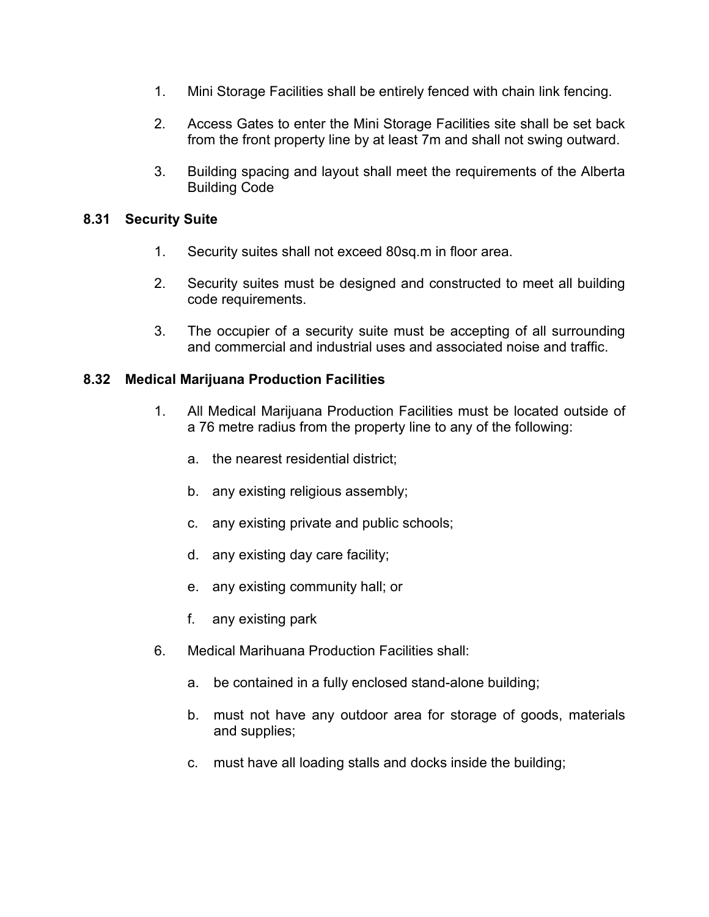1. Mini Storage Facilities shall be entirely fenced with chain link fencing.

2. Access Gates to enter the Mini Storage Facilities site shall be set back from the front property line by at least 7m and shall not swing outward.

3. Building spacing and layout shall meet the requirements of the Alberta Building Code

### 8.31 Security Suite

1. Security suites shall not exceed 80sq.m in floor area.

2. Security suites must be designed and constructed to meet all building code requirements.

3. The occupier of a security suite must be accepting of all surrounding and commercial and industrial uses and associated noise and traffic.

### 8.32 Medical Marijuana Production Facilities

1. All Medical Marijuana Production Facilities must be located outside of a 76 metre radius from the property line to any of the following:

   a. the nearest residential district;

   b. any existing religious assembly;

   c. any existing private and public schools;

   d. any existing day care facility;

   e. any existing community hall; or

   f. any existing park

6. Medical Marihuana Production Facilities shall:

   a. be contained in a fully enclosed stand-alone building;

   b. must not have any outdoor area for storage of goods, materials and supplies;

   c. must have all loading stalls and docks inside the building;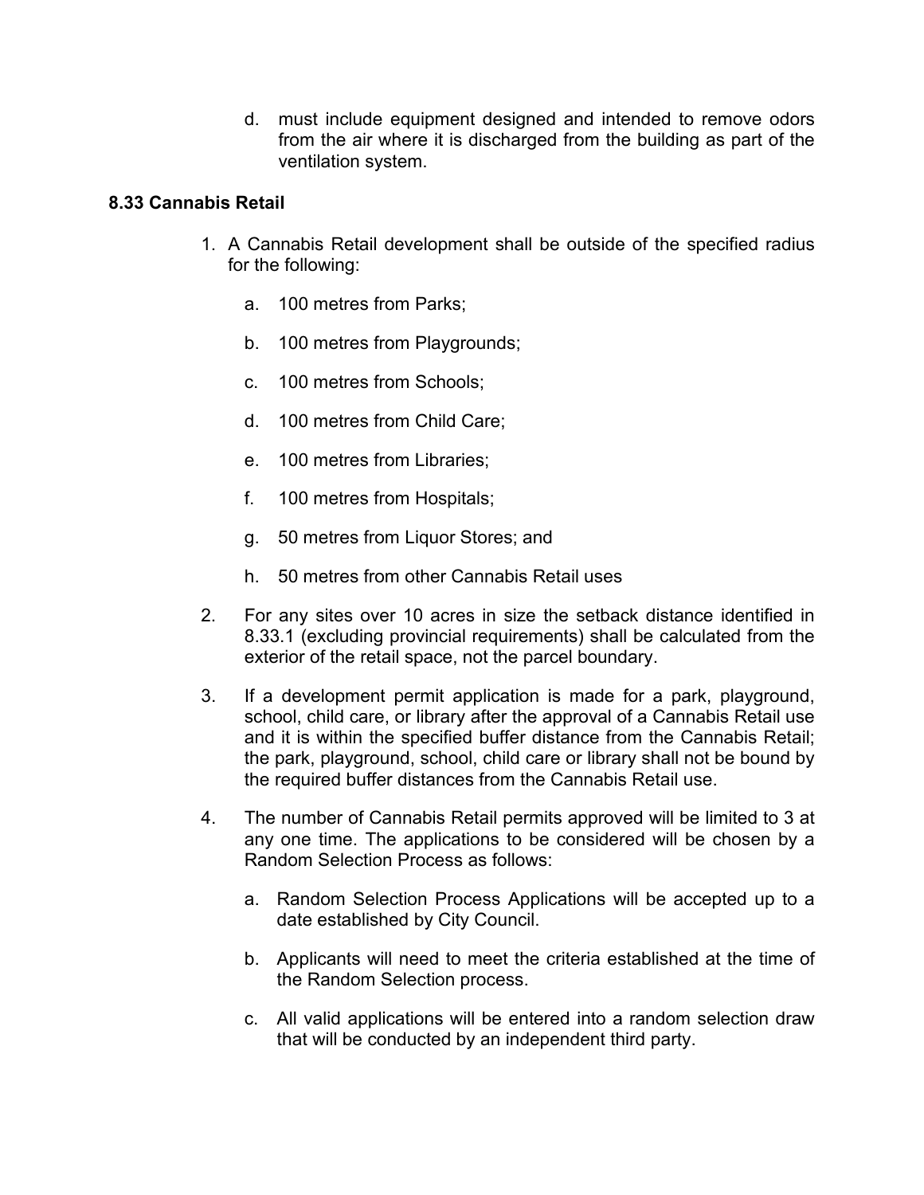d. must include equipment designed and intended to remove odors from the air where it is discharged from the building as part of the ventilation system.

**8.33 Cannabis Retail**

1. A Cannabis Retail development shall be outside of the specified radius for the following:

   a. 100 metres from Parks;

   b. 100 metres from Playgrounds;

   c. 100 metres from Schools;

   d. 100 metres from Child Care;

   e. 100 metres from Libraries;

   f. 100 metres from Hospitals;

   g. 50 metres from Liquor Stores; and

   h. 50 metres from other Cannabis Retail uses

2. For any sites over 10 acres in size the setback distance identified in 8.33.1 (excluding provincial requirements) shall be calculated from the exterior of the retail space, not the parcel boundary.

3. If a development permit application is made for a park, playground, school, child care, or library after the approval of a Cannabis Retail use and it is within the specified buffer distance from the Cannabis Retail; the park, playground, school, child care or library shall not be bound by the required buffer distances from the Cannabis Retail use.

4. The number of Cannabis Retail permits approved will be limited to 3 at any one time. The applications to be considered will be chosen by a Random Selection Process as follows:

   a. Random Selection Process Applications will be accepted up to a date established by City Council.

   b. Applicants will need to meet the criteria established at the time of the Random Selection process.

   c. All valid applications will be entered into a random selection draw that will be conducted by an independent third party.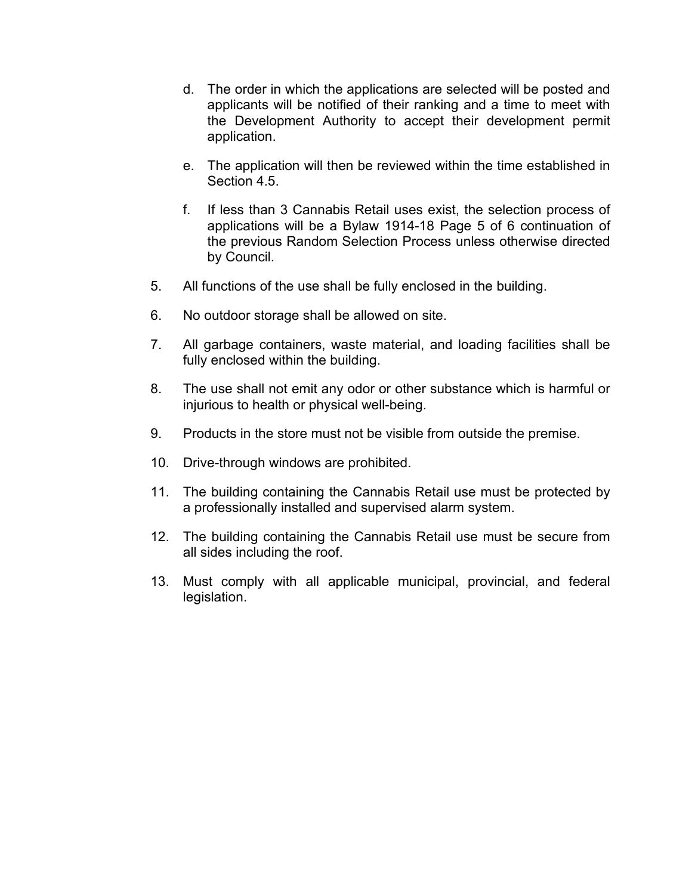d. The order in which the applications are selected will be posted and applicants will be notified of their ranking and a time to meet with the Development Authority to accept their development permit application.

e. The application will then be reviewed within the time established in Section 4.5.

f. If less than 3 Cannabis Retail uses exist, the selection process of applications will be a Bylaw 1914-18 Page 5 of 6 continuation of the previous Random Selection Process unless otherwise directed by Council.

5. All functions of the use shall be fully enclosed in the building.

6. No outdoor storage shall be allowed on site.

7. All garbage containers, waste material, and loading facilities shall be fully enclosed within the building.

8. The use shall not emit any odor or other substance which is harmful or injurious to health or physical well-being.

9. Products in the store must not be visible from outside the premise.

10. Drive-through windows are prohibited.

11. The building containing the Cannabis Retail use must be protected by a professionally installed and supervised alarm system.

12. The building containing the Cannabis Retail use must be secure from all sides including the roof.

13. Must comply with all applicable municipal, provincial, and federal legislation.